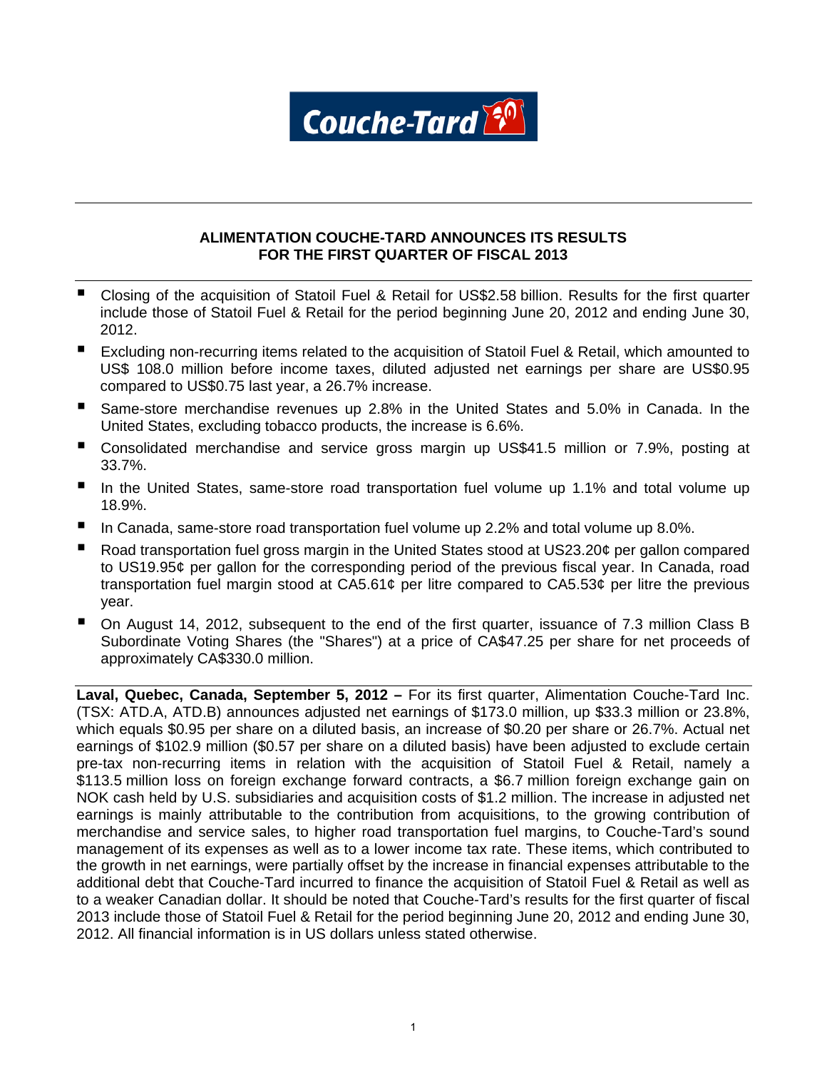# ALIMENTATION COUCHE-TARD ANNOUNCES ITS RESULTS FOR THE FIRST QUARTER OF FISCAL 2013

- Closing of the acquisition of Statoil Fuel & Retail for US$2.58 billion. Results for the first quarter include those of Statoil Fuel & Retail for the period beginning June 20, 2012 and ending June 30, 2012.
- Excluding non-recurring items related to the acquisition of Statoil Fuel & Retail, which amounted to US$ 108.0 million before income taxes, diluted adjusted net earnings per share are US$0.95 compared to US$0.75 last year, a 26.7% increase.
- Same-store merchandise revenues up 2.8% in the United States and 5.0% in Canada. In the United States, excluding tobacco products, the increase is 6.6%.
- Consolidated merchandise and service gross margin up US$41.5 million or 7.9%, posting at 33.7%.
- In the United States, same-store road transportation fuel volume up 1.1% and total volume up 18.9%.
- In Canada, same-store road transportation fuel volume up 2.2% and total volume up 8.0%.
- Road transportation fuel gross margin in the United States stood at US23.20¢ per gallon compared to US19.95¢ per gallon for the corresponding period of the previous fiscal year. In Canada, road transportation fuel margin stood at CA5.61¢ per litre compared to CA5.53¢ per litre the previous year.
- On August 14, 2012, subsequent to the end of the first quarter, issuance of 7.3 million Class B Subordinate Voting Shares (the "Shares") at a price of CA$47.25 per share for net proceeds of approximately CA$330.0 million.

**Laval, Quebec, Canada, September 5, 2012 –** For its first quarter, Alimentation Couche-Tard Inc. (TSX: ATD.A, ATD.B) announces adjusted net earnings of $173.0 million, up $33.3 million or 23.8%, which equals $0.95 per share on a diluted basis, an increase of $0.20 per share or 26.7%. Actual net earnings of $102.9 million ($0.57 per share on a diluted basis) have been adjusted to exclude certain pre-tax non-recurring items in relation with the acquisition of Statoil Fuel & Retail, namely a $113.5 million loss on foreign exchange forward contracts, a $6.7 million foreign exchange gain on NOK cash held by U.S. subsidiaries and acquisition costs of $1.2 million. The increase in adjusted net earnings is mainly attributable to the contribution from acquisitions, to the growing contribution of merchandise and service sales, to higher road transportation fuel margins, to Couche-Tard's sound management of its expenses as well as to a lower income tax rate. These items, which contributed to the growth in net earnings, were partially offset by the increase in financial expenses attributable to the additional debt that Couche-Tard incurred to finance the acquisition of Statoil Fuel & Retail as well as to a weaker Canadian dollar. It should be noted that Couche-Tard's results for the first quarter of fiscal 2013 include those of Statoil Fuel & Retail for the period beginning June 20, 2012 and ending June 30, 2012. All financial information is in US dollars unless stated otherwise.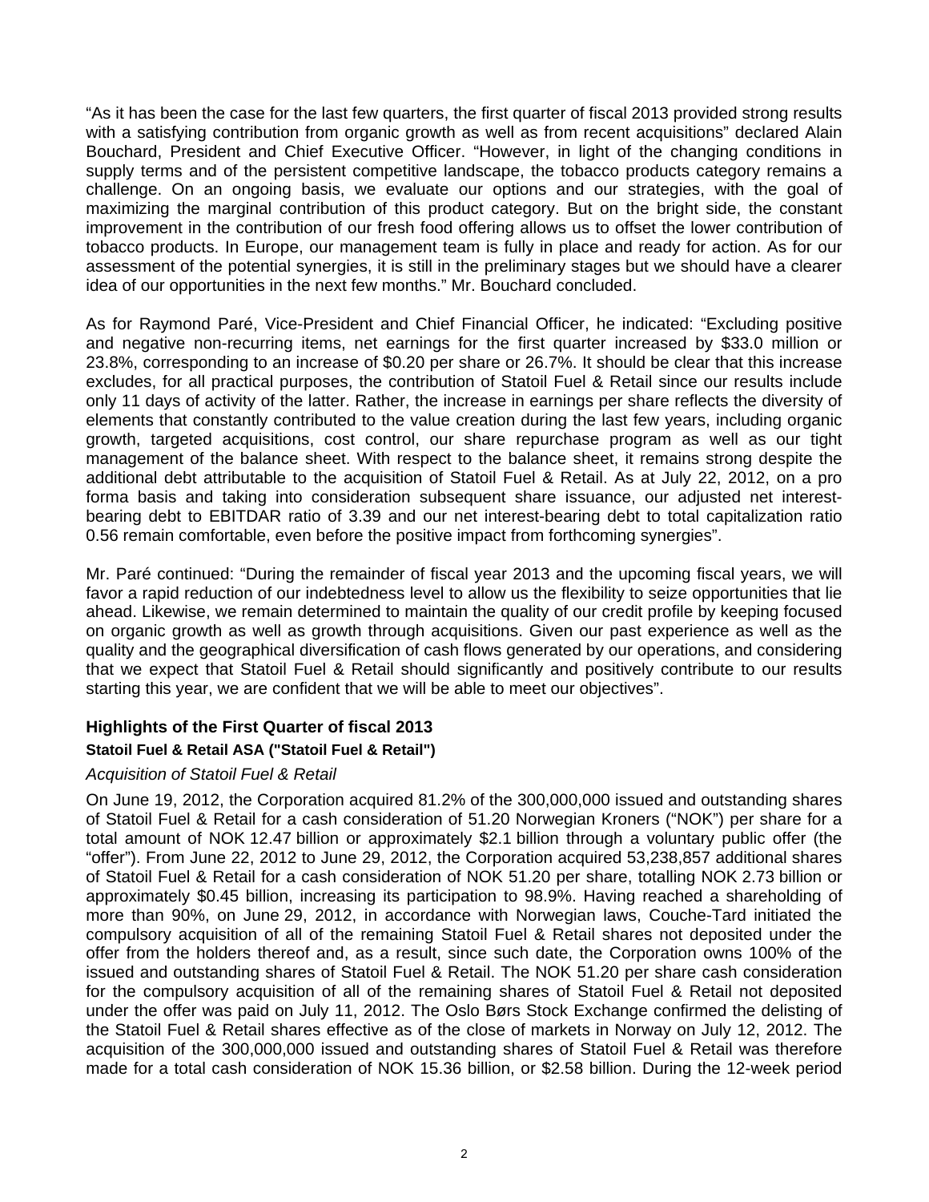"As it has been the case for the last few quarters, the first quarter of fiscal 2013 provided strong results with a satisfying contribution from organic growth as well as from recent acquisitions" declared Alain Bouchard, President and Chief Executive Officer. "However, in light of the changing conditions in supply terms and of the persistent competitive landscape, the tobacco products category remains a challenge. On an ongoing basis, we evaluate our options and our strategies, with the goal of maximizing the marginal contribution of this product category. But on the bright side, the constant improvement in the contribution of our fresh food offering allows us to offset the lower contribution of tobacco products. In Europe, our management team is fully in place and ready for action. As for our assessment of the potential synergies, it is still in the preliminary stages but we should have a clearer idea of our opportunities in the next few months." Mr. Bouchard concluded.

As for Raymond Paré, Vice-President and Chief Financial Officer, he indicated: "Excluding positive and negative non-recurring items, net earnings for the first quarter increased by $33.0 million or 23.8%, corresponding to an increase of $0.20 per share or 26.7%. It should be clear that this increase excludes, for all practical purposes, the contribution of Statoil Fuel & Retail since our results include only 11 days of activity of the latter. Rather, the increase in earnings per share reflects the diversity of elements that constantly contributed to the value creation during the last few years, including organic growth, targeted acquisitions, cost control, our share repurchase program as well as our tight management of the balance sheet. With respect to the balance sheet, it remains strong despite the additional debt attributable to the acquisition of Statoil Fuel & Retail. As at July 22, 2012, on a pro forma basis and taking into consideration subsequent share issuance, our adjusted net interest-bearing debt to EBITDAR ratio of 3.39 and our net interest-bearing debt to total capitalization ratio 0.56 remain comfortable, even before the positive impact from forthcoming synergies".

Mr. Paré continued: "During the remainder of fiscal year 2013 and the upcoming fiscal years, we will favor a rapid reduction of our indebtedness level to allow us the flexibility to seize opportunities that lie ahead. Likewise, we remain determined to maintain the quality of our credit profile by keeping focused on organic growth as well as growth through acquisitions. Given our past experience as well as the quality and the geographical diversification of cash flows generated by our operations, and considering that we expect that Statoil Fuel & Retail should significantly and positively contribute to our results starting this year, we are confident that we will be able to meet our objectives".

## Highlights of the First Quarter of fiscal 2013

### Statoil Fuel & Retail ASA ("Statoil Fuel & Retail")

*Acquisition of Statoil Fuel & Retail*

On June 19, 2012, the Corporation acquired 81.2% of the 300,000,000 issued and outstanding shares of Statoil Fuel & Retail for a cash consideration of 51.20 Norwegian Kroners ("NOK") per share for a total amount of NOK 12.47 billion or approximately $2.1 billion through a voluntary public offer (the "offer"). From June 22, 2012 to June 29, 2012, the Corporation acquired 53,238,857 additional shares of Statoil Fuel & Retail for a cash consideration of NOK 51.20 per share, totalling NOK 2.73 billion or approximately $0.45 billion, increasing its participation to 98.9%. Having reached a shareholding of more than 90%, on June 29, 2012, in accordance with Norwegian laws, Couche-Tard initiated the compulsory acquisition of all of the remaining Statoil Fuel & Retail shares not deposited under the offer from the holders thereof and, as a result, since such date, the Corporation owns 100% of the issued and outstanding shares of Statoil Fuel & Retail. The NOK 51.20 per share cash consideration for the compulsory acquisition of all of the remaining shares of Statoil Fuel & Retail not deposited under the offer was paid on July 11, 2012. The Oslo Børs Stock Exchange confirmed the delisting of the Statoil Fuel & Retail shares effective as of the close of markets in Norway on July 12, 2012. The acquisition of the 300,000,000 issued and outstanding shares of Statoil Fuel & Retail was therefore made for a total cash consideration of NOK 15.36 billion, or $2.58 billion. During the 12-week period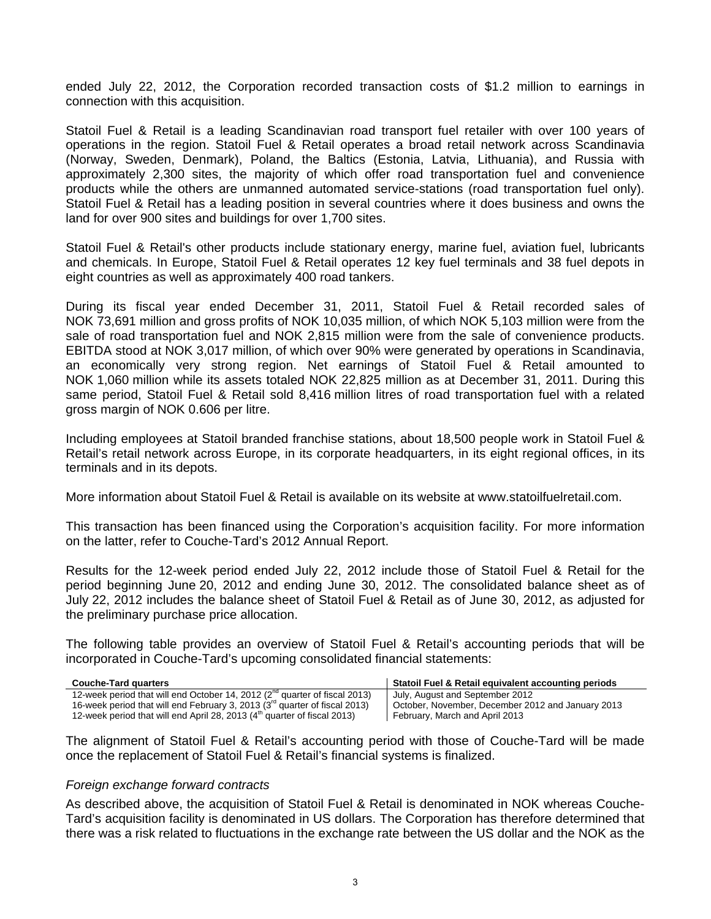ended July 22, 2012, the Corporation recorded transaction costs of $1.2 million to earnings in connection with this acquisition.

Statoil Fuel & Retail is a leading Scandinavian road transport fuel retailer with over 100 years of operations in the region. Statoil Fuel & Retail operates a broad retail network across Scandinavia (Norway, Sweden, Denmark), Poland, the Baltics (Estonia, Latvia, Lithuania), and Russia with approximately 2,300 sites, the majority of which offer road transportation fuel and convenience products while the others are unmanned automated service-stations (road transportation fuel only). Statoil Fuel & Retail has a leading position in several countries where it does business and owns the land for over 900 sites and buildings for over 1,700 sites.

Statoil Fuel & Retail's other products include stationary energy, marine fuel, aviation fuel, lubricants and chemicals. In Europe, Statoil Fuel & Retail operates 12 key fuel terminals and 38 fuel depots in eight countries as well as approximately 400 road tankers.

During its fiscal year ended December 31, 2011, Statoil Fuel & Retail recorded sales of NOK 73,691 million and gross profits of NOK 10,035 million, of which NOK 5,103 million were from the sale of road transportation fuel and NOK 2,815 million were from the sale of convenience products. EBITDA stood at NOK 3,017 million, of which over 90% were generated by operations in Scandinavia, an economically very strong region. Net earnings of Statoil Fuel & Retail amounted to NOK 1,060 million while its assets totaled NOK 22,825 million as at December 31, 2011. During this same period, Statoil Fuel & Retail sold 8,416 million litres of road transportation fuel with a related gross margin of NOK 0.606 per litre.

Including employees at Statoil branded franchise stations, about 18,500 people work in Statoil Fuel & Retail's retail network across Europe, in its corporate headquarters, in its eight regional offices, in its terminals and in its depots.

More information about Statoil Fuel & Retail is available on its website at www.statoilfuelretail.com.

This transaction has been financed using the Corporation's acquisition facility. For more information on the latter, refer to Couche-Tard's 2012 Annual Report.

Results for the 12-week period ended July 22, 2012 include those of Statoil Fuel & Retail for the period beginning June 20, 2012 and ending June 30, 2012. The consolidated balance sheet as of July 22, 2012 includes the balance sheet of Statoil Fuel & Retail as of June 30, 2012, as adjusted for the preliminary purchase price allocation.

The following table provides an overview of Statoil Fuel & Retail's accounting periods that will be incorporated in Couche-Tard's upcoming consolidated financial statements:

| Couche-Tard quarters | Statoil Fuel & Retail equivalent accounting periods |
|---|---|
| 12-week period that will end October 14, 2012 (2nd quarter of fiscal 2013) | July, August and September 2012 |
| 16-week period that will end February 3, 2013 (3rd quarter of fiscal 2013) | October, November, December 2012 and January 2013 |
| 12-week period that will end April 28, 2013 (4th quarter of fiscal 2013) | February, March and April 2013 |

The alignment of Statoil Fuel & Retail's accounting period with those of Couche-Tard will be made once the replacement of Statoil Fuel & Retail's financial systems is finalized.

*Foreign exchange forward contracts*

As described above, the acquisition of Statoil Fuel & Retail is denominated in NOK whereas Couche-Tard's acquisition facility is denominated in US dollars. The Corporation has therefore determined that there was a risk related to fluctuations in the exchange rate between the US dollar and the NOK as the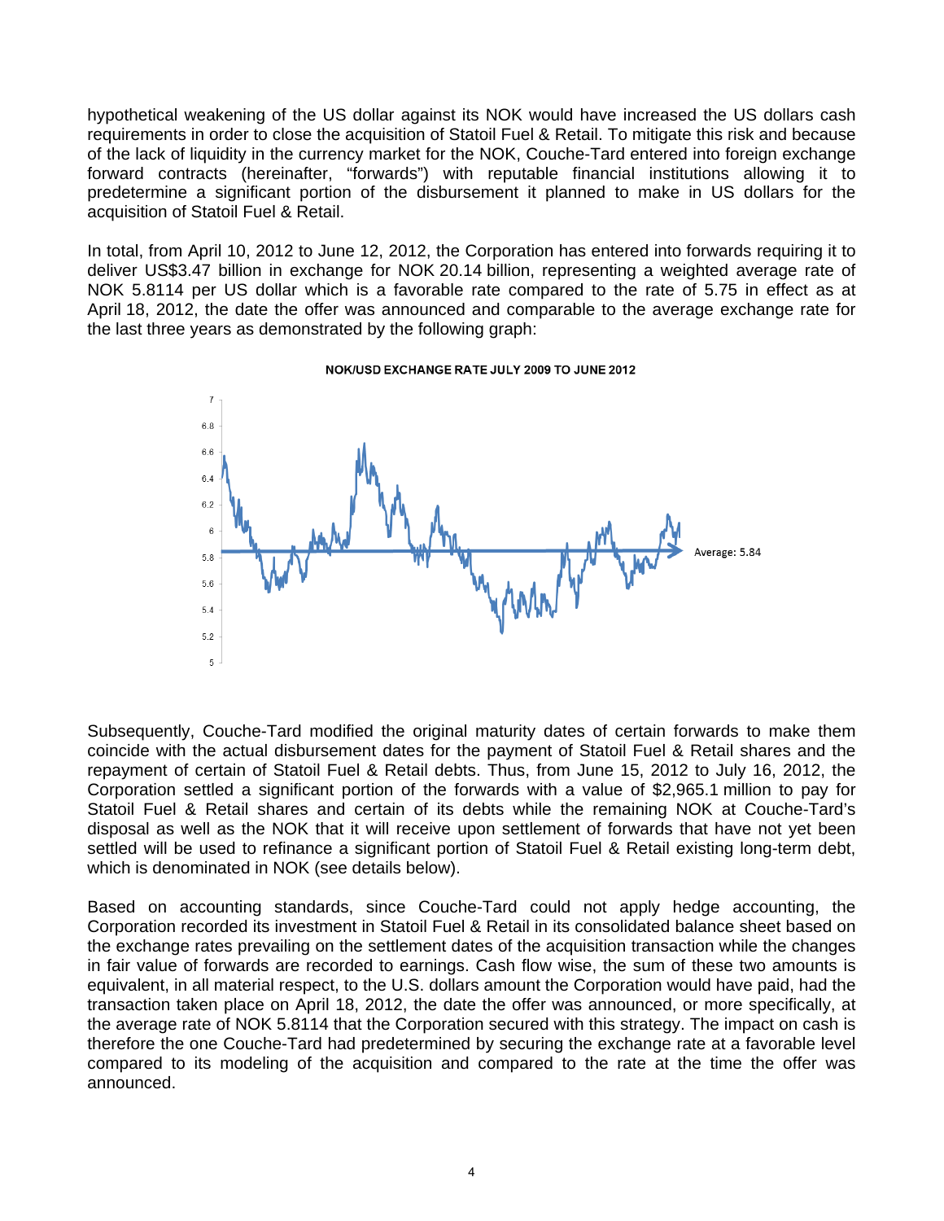hypothetical weakening of the US dollar against its NOK would have increased the US dollars cash requirements in order to close the acquisition of Statoil Fuel & Retail. To mitigate this risk and because of the lack of liquidity in the currency market for the NOK, Couche-Tard entered into foreign exchange forward contracts (hereinafter, "forwards") with reputable financial institutions allowing it to predetermine a significant portion of the disbursement it planned to make in US dollars for the acquisition of Statoil Fuel & Retail.

In total, from April 10, 2012 to June 12, 2012, the Corporation has entered into forwards requiring it to deliver US$3.47 billion in exchange for NOK 20.14 billion, representing a weighted average rate of NOK 5.8114 per US dollar which is a favorable rate compared to the rate of 5.75 in effect as at April 18, 2012, the date the offer was announced and comparable to the average exchange rate for the last three years as demonstrated by the following graph:

**NOK/USD EXCHANGE RATE JULY 2009 TO JUNE 2012**

Average: 5.84

Subsequently, Couche-Tard modified the original maturity dates of certain forwards to make them coincide with the actual disbursement dates for the payment of Statoil Fuel & Retail shares and the repayment of certain of Statoil Fuel & Retail debts. Thus, from June 15, 2012 to July 16, 2012, the Corporation settled a significant portion of the forwards with a value of $2,965.1 million to pay for Statoil Fuel & Retail shares and certain of its debts while the remaining NOK at Couche-Tard's disposal as well as the NOK that it will receive upon settlement of forwards that have not yet been settled will be used to refinance a significant portion of Statoil Fuel & Retail existing long-term debt, which is denominated in NOK (see details below).

Based on accounting standards, since Couche-Tard could not apply hedge accounting, the Corporation recorded its investment in Statoil Fuel & Retail in its consolidated balance sheet based on the exchange rates prevailing on the settlement dates of the acquisition transaction while the changes in fair value of forwards are recorded to earnings. Cash flow wise, the sum of these two amounts is equivalent, in all material respect, to the U.S. dollars amount the Corporation would have paid, had the transaction taken place on April 18, 2012, the date the offer was announced, or more specifically, at the average rate of NOK 5.8114 that the Corporation secured with this strategy. The impact on cash is therefore the one Couche-Tard had predetermined by securing the exchange rate at a favorable level compared to its modeling of the acquisition and compared to the rate at the time the offer was announced.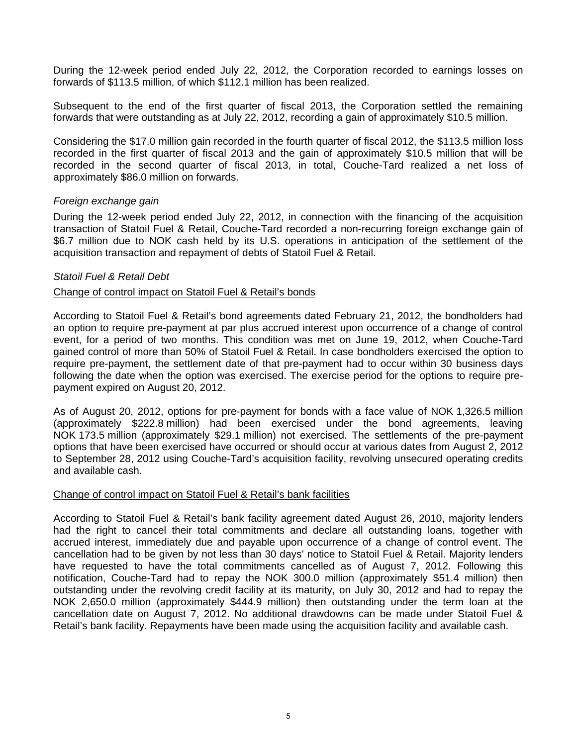During the 12-week period ended July 22, 2012, the Corporation recorded to earnings losses on forwards of $113.5 million, of which $112.1 million has been realized.

Subsequent to the end of the first quarter of fiscal 2013, the Corporation settled the remaining forwards that were outstanding as at July 22, 2012, recording a gain of approximately $10.5 million.

Considering the $17.0 million gain recorded in the fourth quarter of fiscal 2012, the $113.5 million loss recorded in the first quarter of fiscal 2013 and the gain of approximately $10.5 million that will be recorded in the second quarter of fiscal 2013, in total, Couche-Tard realized a net loss of approximately $86.0 million on forwards.

*Foreign exchange gain*

During the 12-week period ended July 22, 2012, in connection with the financing of the acquisition transaction of Statoil Fuel & Retail, Couche-Tard recorded a non-recurring foreign exchange gain of $6.7 million due to NOK cash held by its U.S. operations in anticipation of the settlement of the acquisition transaction and repayment of debts of Statoil Fuel & Retail.

*Statoil Fuel & Retail Debt*

<u>Change of control impact on Statoil Fuel & Retail's bonds</u>

According to Statoil Fuel & Retail's bond agreements dated February 21, 2012, the bondholders had an option to require pre-payment at par plus accrued interest upon occurrence of a change of control event, for a period of two months. This condition was met on June 19, 2012, when Couche-Tard gained control of more than 50% of Statoil Fuel & Retail. In case bondholders exercised the option to require pre-payment, the settlement date of that pre-payment had to occur within 30 business days following the date when the option was exercised. The exercise period for the options to require pre-payment expired on August 20, 2012.

As of August 20, 2012, options for pre-payment for bonds with a face value of NOK 1,326.5 million (approximately $222.8 million) had been exercised under the bond agreements, leaving NOK 173.5 million (approximately $29.1 million) not exercised. The settlements of the pre-payment options that have been exercised have occurred or should occur at various dates from August 2, 2012 to September 28, 2012 using Couche-Tard's acquisition facility, revolving unsecured operating credits and available cash.

<u>Change of control impact on Statoil Fuel & Retail's bank facilities</u>

According to Statoil Fuel & Retail's bank facility agreement dated August 26, 2010, majority lenders had the right to cancel their total commitments and declare all outstanding loans, together with accrued interest, immediately due and payable upon occurrence of a change of control event. The cancellation had to be given by not less than 30 days' notice to Statoil Fuel & Retail. Majority lenders have requested to have the total commitments cancelled as of August 7, 2012. Following this notification, Couche-Tard had to repay the NOK 300.0 million (approximately $51.4 million) then outstanding under the revolving credit facility at its maturity, on July 30, 2012 and had to repay the NOK 2,650.0 million (approximately $444.9 million) then outstanding under the term loan at the cancellation date on August 7, 2012. No additional drawdowns can be made under Statoil Fuel & Retail's bank facility. Repayments have been made using the acquisition facility and available cash.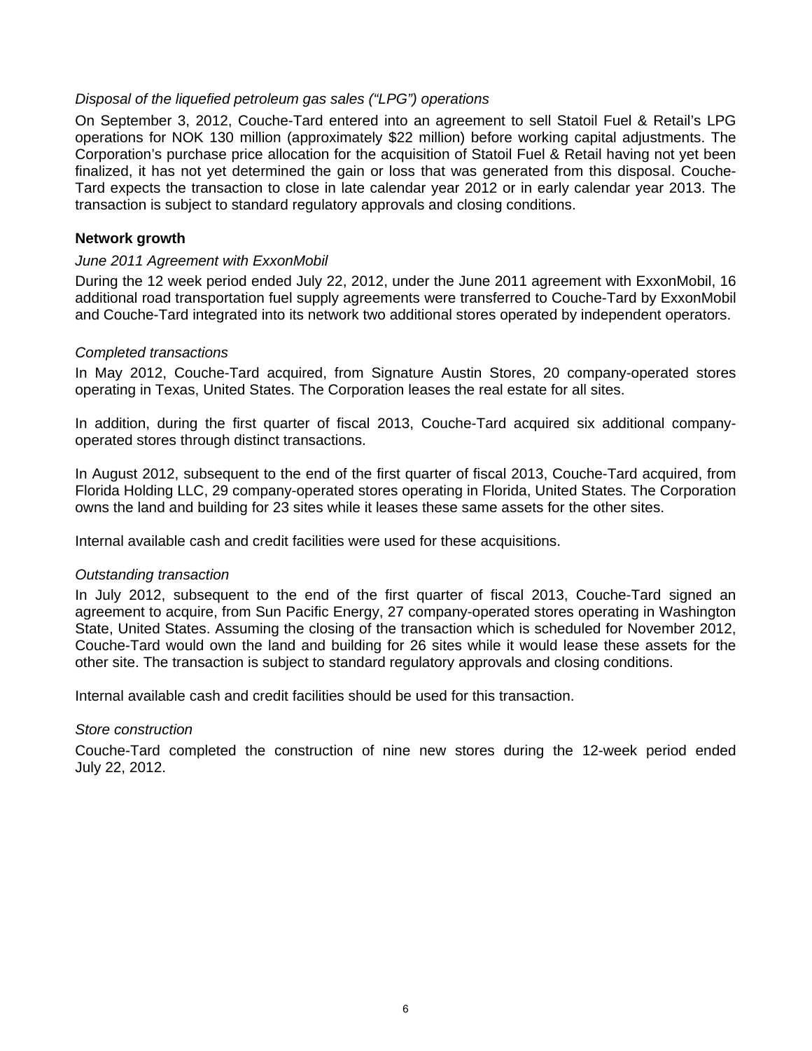*Disposal of the liquefied petroleum gas sales ("LPG") operations*

On September 3, 2012, Couche-Tard entered into an agreement to sell Statoil Fuel & Retail's LPG operations for NOK 130 million (approximately $22 million) before working capital adjustments. The Corporation's purchase price allocation for the acquisition of Statoil Fuel & Retail having not yet been finalized, it has not yet determined the gain or loss that was generated from this disposal. Couche-Tard expects the transaction to close in late calendar year 2012 or in early calendar year 2013. The transaction is subject to standard regulatory approvals and closing conditions.

**Network growth**

*June 2011 Agreement with ExxonMobil*

During the 12 week period ended July 22, 2012, under the June 2011 agreement with ExxonMobil, 16 additional road transportation fuel supply agreements were transferred to Couche-Tard by ExxonMobil and Couche-Tard integrated into its network two additional stores operated by independent operators.

*Completed transactions*

In May 2012, Couche-Tard acquired, from Signature Austin Stores, 20 company-operated stores operating in Texas, United States. The Corporation leases the real estate for all sites.

In addition, during the first quarter of fiscal 2013, Couche-Tard acquired six additional company-operated stores through distinct transactions.

In August 2012, subsequent to the end of the first quarter of fiscal 2013, Couche-Tard acquired, from Florida Holding LLC, 29 company-operated stores operating in Florida, United States. The Corporation owns the land and building for 23 sites while it leases these same assets for the other sites.

Internal available cash and credit facilities were used for these acquisitions.

*Outstanding transaction*

In July 2012, subsequent to the end of the first quarter of fiscal 2013, Couche-Tard signed an agreement to acquire, from Sun Pacific Energy, 27 company-operated stores operating in Washington State, United States. Assuming the closing of the transaction which is scheduled for November 2012, Couche-Tard would own the land and building for 26 sites while it would lease these assets for the other site. The transaction is subject to standard regulatory approvals and closing conditions.

Internal available cash and credit facilities should be used for this transaction.

*Store construction*

Couche-Tard completed the construction of nine new stores during the 12-week period ended July 22, 2012.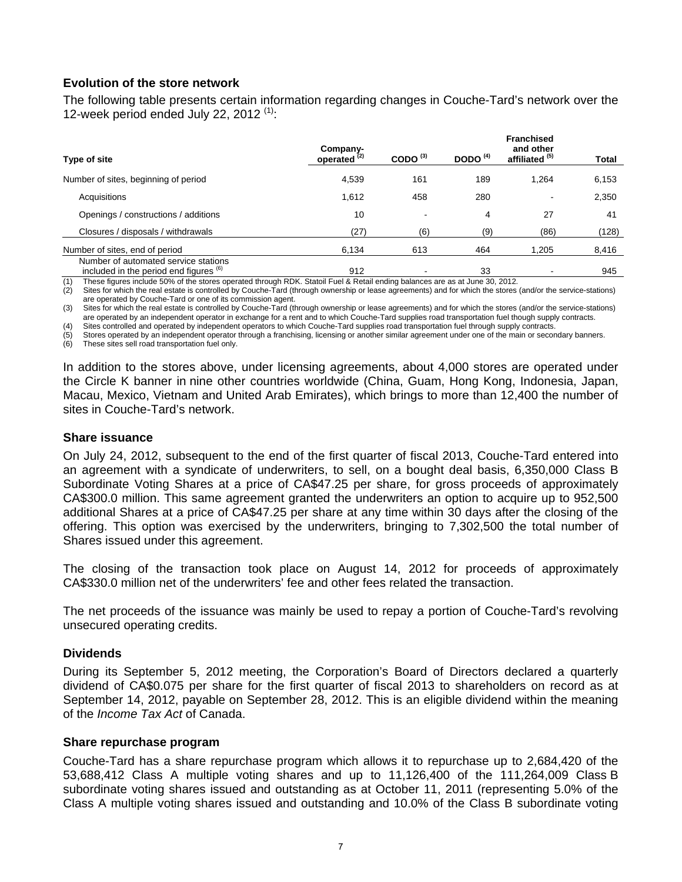### Evolution of the store network

The following table presents certain information regarding changes in Couche-Tard's network over the 12-week period ended July 22, 2012 [(1)]:

| Type of site | Company-operated [(2)] | CODO [(3)] | DODO [(4)] | Franchised and other affiliated [(5)] | Total |
|---|---|---|---|---|---|
| Number of sites, beginning of period | 4,539 | 161 | 189 | 1,264 | 6,153 |
| Acquisitions | 1,612 | 458 | 280 | - | 2,350 |
| Openings / constructions / additions | 10 | - | 4 | 27 | 41 |
| Closures / disposals / withdrawals | (27) | (6) | (9) | (86) | (128) |
| Number of sites, end of period | 6,134 | 613 | 464 | 1,205 | 8,416 |
| Number of automated service stations included in the period end figures [(6)] | 912 | - | 33 | - | 945 |

(1) These figures include 50% of the stores operated through RDK. Statoil Fuel & Retail ending balances are as at June 30, 2012.
(2) Sites for which the real estate is controlled by Couche-Tard (through ownership or lease agreements) and for which the stores (and/or the service-stations) are operated by Couche-Tard or one of its commission agent.
(3) Sites for which the real estate is controlled by Couche-Tard (through ownership or lease agreements) and for which the stores (and/or the service-stations) are operated by an independent operator in exchange for a rent and to which Couche-Tard supplies road transportation fuel though supply contracts.
(4) Sites controlled and operated by independent operators to which Couche-Tard supplies road transportation fuel through supply contracts.
(5) Stores operated by an independent operator through a franchising, licensing or another similar agreement under one of the main or secondary banners.
(6) These sites sell road transportation fuel only.

In addition to the stores above, under licensing agreements, about 4,000 stores are operated under the Circle K banner in nine other countries worldwide (China, Guam, Hong Kong, Indonesia, Japan, Macau, Mexico, Vietnam and United Arab Emirates), which brings to more than 12,400 the number of sites in Couche-Tard's network.

### Share issuance

On July 24, 2012, subsequent to the end of the first quarter of fiscal 2013, Couche-Tard entered into an agreement with a syndicate of underwriters, to sell, on a bought deal basis, 6,350,000 Class B Subordinate Voting Shares at a price of CA$47.25 per share, for gross proceeds of approximately CA$300.0 million. This same agreement granted the underwriters an option to acquire up to 952,500 additional Shares at a price of CA$47.25 per share at any time within 30 days after the closing of the offering. This option was exercised by the underwriters, bringing to 7,302,500 the total number of Shares issued under this agreement.

The closing of the transaction took place on August 14, 2012 for proceeds of approximately CA$330.0 million net of the underwriters' fee and other fees related the transaction.

The net proceeds of the issuance was mainly be used to repay a portion of Couche-Tard's revolving unsecured operating credits.

### Dividends

During its September 5, 2012 meeting, the Corporation's Board of Directors declared a quarterly dividend of CA$0.075 per share for the first quarter of fiscal 2013 to shareholders on record as at September 14, 2012, payable on September 28, 2012. This is an eligible dividend within the meaning of the *Income Tax Act* of Canada.

### Share repurchase program

Couche-Tard has a share repurchase program which allows it to repurchase up to 2,684,420 of the 53,688,412 Class A multiple voting shares and up to 11,126,400 of the 111,264,009 Class B subordinate voting shares issued and outstanding as at October 11, 2011 (representing 5.0% of the Class A multiple voting shares issued and outstanding and 10.0% of the Class B subordinate voting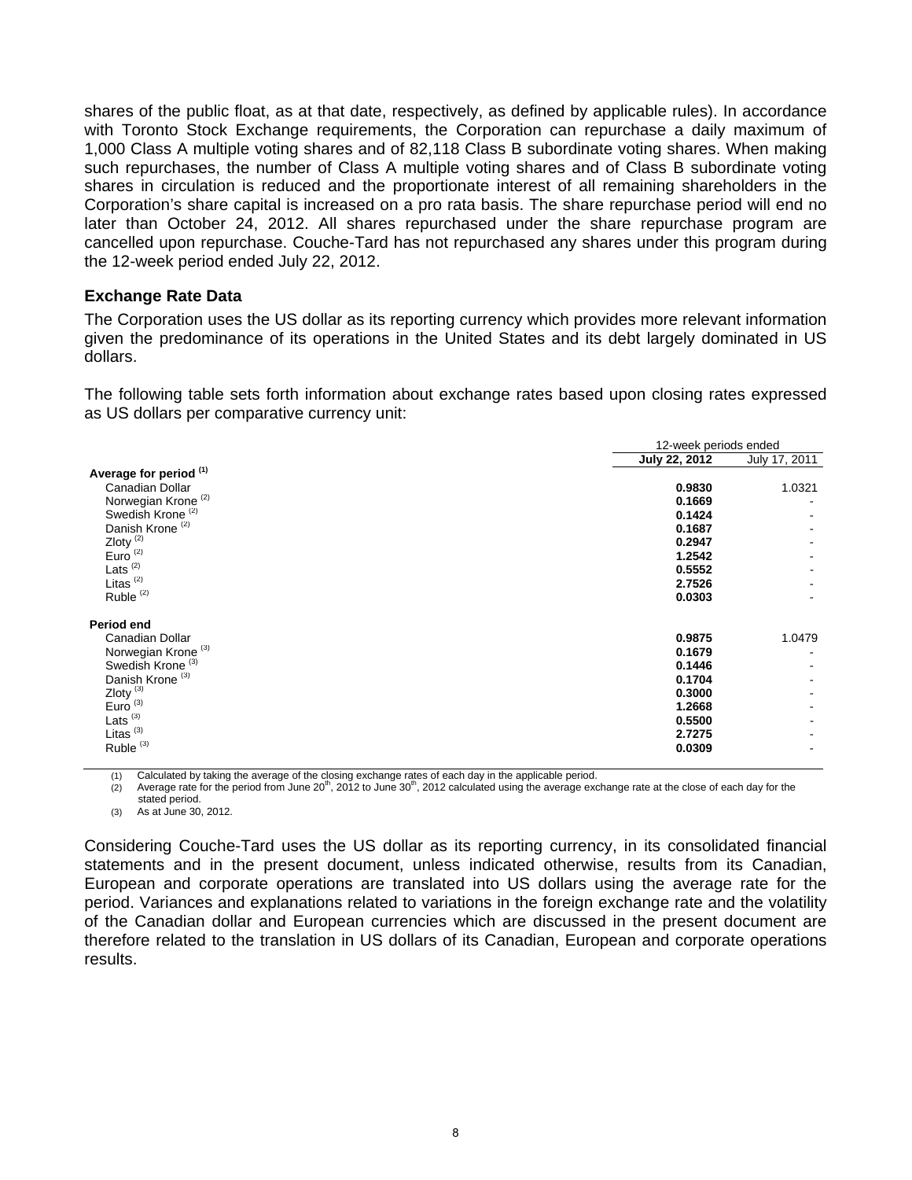shares of the public float, as at that date, respectively, as defined by applicable rules). In accordance with Toronto Stock Exchange requirements, the Corporation can repurchase a daily maximum of 1,000 Class A multiple voting shares and of 82,118 Class B subordinate voting shares. When making such repurchases, the number of Class A multiple voting shares and of Class B subordinate voting shares in circulation is reduced and the proportionate interest of all remaining shareholders in the Corporation's share capital is increased on a pro rata basis. The share repurchase period will end no later than October 24, 2012. All shares repurchased under the share repurchase program are cancelled upon repurchase. Couche-Tard has not repurchased any shares under this program during the 12-week period ended July 22, 2012.

### Exchange Rate Data

The Corporation uses the US dollar as its reporting currency which provides more relevant information given the predominance of its operations in the United States and its debt largely dominated in US dollars.

The following table sets forth information about exchange rates based upon closing rates expressed as US dollars per comparative currency unit:

| | 12-week periods ended | |
|---|---|---|
| | **July 22, 2012** | July 17, 2011 |
| **Average for period [(1)]** | | |
| Canadian Dollar | **0.9830** | 1.0321 |
| Norwegian Krone [(2)] | **0.1669** | - |
| Swedish Krone [(2)] | **0.1424** | - |
| Danish Krone [(2)] | **0.1687** | - |
| Zloty [(2)] | **0.2947** | - |
| Euro [(2)] | **1.2542** | - |
| Lats [(2)] | **0.5552** | - |
| Litas [(2)] | **2.7526** | - |
| Ruble [(2)] | **0.0303** | - |
| **Period end** | | |
| Canadian Dollar | **0.9875** | 1.0479 |
| Norwegian Krone [(3)] | **0.1679** | - |
| Swedish Krone [(3)] | **0.1446** | - |
| Danish Krone [(3)] | **0.1704** | - |
| Zloty [(3)] | **0.3000** | - |
| Euro [(3)] | **1.2668** | - |
| Lats [(3)] | **0.5500** | - |
| Litas [(3)] | **2.7275** | - |
| Ruble [(3)] | **0.0309** | - |

(1) Calculated by taking the average of the closing exchange rates of each day in the applicable period.
(2) Average rate for the period from June 20th, 2012 to June 30th, 2012 calculated using the average exchange rate at the close of each day for the stated period.
(3) As at June 30, 2012.

Considering Couche-Tard uses the US dollar as its reporting currency, in its consolidated financial statements and in the present document, unless indicated otherwise, results from its Canadian, European and corporate operations are translated into US dollars using the average rate for the period. Variances and explanations related to variations in the foreign exchange rate and the volatility of the Canadian dollar and European currencies which are discussed in the present document are therefore related to the translation in US dollars of its Canadian, European and corporate operations results.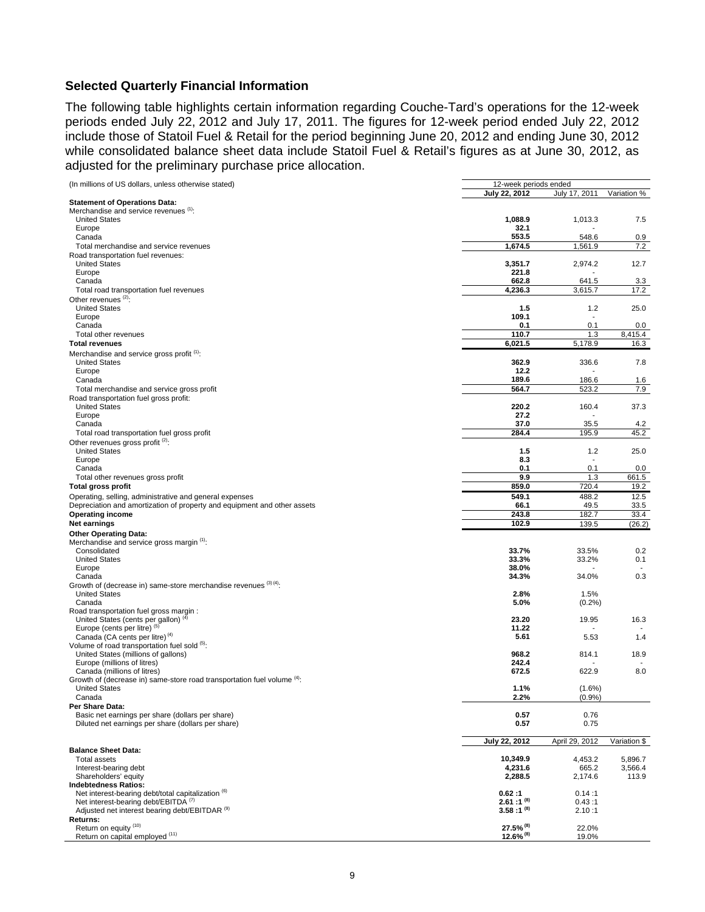## Selected Quarterly Financial Information

The following table highlights certain information regarding Couche-Tard's operations for the 12-week periods ended July 22, 2012 and July 17, 2011. The figures for 12-week period ended July 22, 2012 include those of Statoil Fuel & Retail for the period beginning June 20, 2012 and ending June 30, 2012 while consolidated balance sheet data include Statoil Fuel & Retail's figures as at June 30, 2012, as adjusted for the preliminary purchase price allocation.

| (In millions of US dollars, unless otherwise stated) | 12-week periods ended | | |
|---|---|---|---|
| | **July 22, 2012** | July 17, 2011 | Variation % |
| **Statement of Operations Data:** | | | |
| Merchandise and service revenues [(1)]: | | | |
| United States | **1,088.9** | 1,013.3 | 7.5 |
| Europe | **32.1** | - | |
| Canada | **553.5** | 548.6 | 0.9 |
| Total merchandise and service revenues | **1,674.5** | 1,561.9 | 7.2 |
| Road transportation fuel revenues: | | | |
| United States | **3,351.7** | 2,974.2 | 12.7 |
| Europe | **221.8** | - | |
| Canada | **662.8** | 641.5 | 3.3 |
| Total road transportation fuel revenues | **4,236.3** | 3,615.7 | 17.2 |
| Other revenues [(2)]: | | | |
| United States | **1.5** | 1.2 | 25.0 |
| Europe | **109.1** | - | |
| Canada | **0.1** | 0.1 | 0.0 |
| Total other revenues | **110.7** | 1.3 | 8,415.4 |
| **Total revenues** | **6,021.5** | 5,178.9 | 16.3 |
| Merchandise and service gross profit [(1)]: | | | |
| United States | **362.9** | 336.6 | 7.8 |
| Europe | **12.2** | - | |
| Canada | **189.6** | 186.6 | 1.6 |
| Total merchandise and service gross profit | **564.7** | 523.2 | 7.9 |
| Road transportation fuel gross profit: | | | |
| United States | **220.2** | 160.4 | 37.3 |
| Europe | **27.2** | - | |
| Canada | **37.0** | 35.5 | 4.2 |
| Total road transportation fuel gross profit | **284.4** | 195.9 | 45.2 |
| Other revenues gross profit [(2)]: | | | |
| United States | **1.5** | 1.2 | 25.0 |
| Europe | **8.3** | - | |
| Canada | **0.1** | 0.1 | 0.0 |
| Total other revenues gross profit | **9.9** | 1.3 | 661.5 |
| **Total gross profit** | **859.0** | 720.4 | 19.2 |
| Operating, selling, administrative and general expenses | **549.1** | 488.2 | 12.5 |
| Depreciation and amortization of property and equipment and other assets | **66.1** | 49.5 | 33.5 |
| **Operating income** | **243.8** | 182.7 | 33.4 |
| **Net earnings** | **102.9** | 139.5 | (26.2) |
| **Other Operating Data:** | | | |
| Merchandise and service gross margin [(1)]: | | | |
| Consolidated | **33.7%** | 33.5% | 0.2 |
| United States | **33.3%** | 33.2% | 0.1 |
| Europe | **38.0%** | - | - |
| Canada | **34.3%** | 34.0% | 0.3 |
| Growth of (decrease in) same-store merchandise revenues [(3) (4)]: | | | |
| United States | **2.8%** | 1.5% | |
| Canada | **5.0%** | (0.2%) | |
| Road transportation fuel gross margin : | | | |
| United States (cents per gallon) [(4)] | **23.20** | 19.95 | 16.3 |
| Europe (cents per litre) [(5)] | **11.22** | - | - |
| Canada (CA cents per litre) [(4)] | **5.61** | 5.53 | 1.4 |
| Volume of road transportation fuel sold [(5)]: | | | |
| United States (millions of gallons) | **968.2** | 814.1 | 18.9 |
| Europe (millions of litres) | **242.4** | - | - |
| Canada (millions of litres) | **672.5** | 622.9 | 8.0 |
| Growth of (decrease in) same-store road transportation fuel volume [(4)]: | | | |
| United States | **1.1%** | (1.6%) | |
| Canada | **2.2%** | (0.9%) | |
| **Per Share Data:** | | | |
| Basic net earnings per share (dollars per share) | **0.57** | 0.76 | |
| Diluted net earnings per share (dollars per share) | **0.57** | 0.75 | |
| | **July 22, 2012** | April 29, 2012 | Variation $ |
| **Balance Sheet Data:** | | | |
| Total assets | **10,349.9** | 4,453.2 | 5,896.7 |
| Interest-bearing debt | **4,231.6** | 665.2 | 3,566.4 |
| Shareholders' equity | **2,288.5** | 2,174.6 | 113.9 |
| **Indebtedness Ratios:** | | | |
| Net interest-bearing debt/total capitalization [(6)] | **0.62 :1** | 0.14 :1 | |
| Net interest-bearing debt/EBITDA [(7)] | **2.61 :1** [(8)] | 0.43 :1 | |
| Adjusted net interest bearing debt/EBITDAR [(9)] | **3.58 :1** [(8)] | 2.10 :1 | |
| **Returns:** | | | |
| Return on equity [(10)] | **27.5%** [(8)] | 22.0% | |
| Return on capital employed [(11)] | **12.6%** [(8)] | 19.0% | |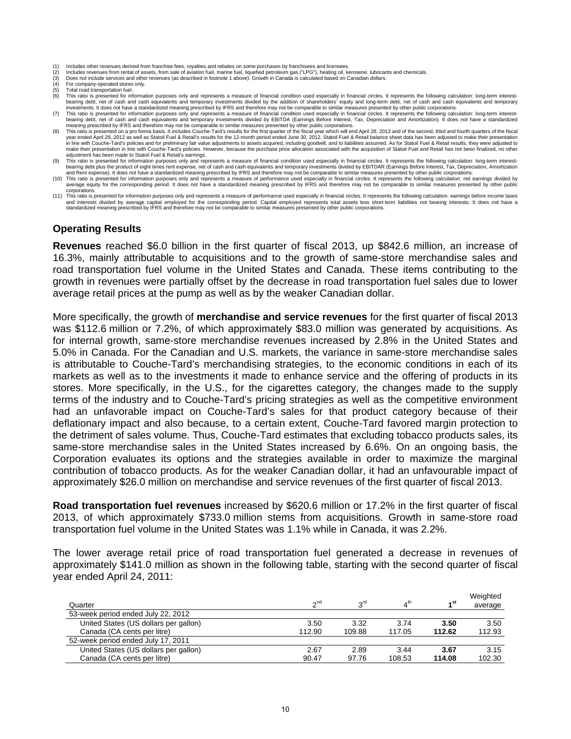(1) Includes other revenues derived from franchise fees, royalties and rebates on some purchases by franchisees and licensees.
(2) Includes revenues from rental of assets, from sale of aviation fuel, marine fuel, liquefied petroleum gas ("LPG"), heating oil, kerosene, lubricants and chemicals.
(3) Does not include services and other revenues (as described in footnote 1 above). Growth in Canada is calculated based on Canadian dollars.
(4) For company-operated stores only.
(5) Total road transportation fuel.
(6) This ratio is presented for information purposes only and represents a measure of financial condition used especially in financial circles. It represents the following calculation: long-term interest-bearing debt, net of cash and cash equivalents and temporary investments divided by the addition of shareholders' equity and long-term debt, net of cash and cash equivalents and temporary investments. It does not have a standardized meaning prescribed by IFRS and therefore may not be comparable to similar measures presented by other public corporations.
(7) This ratio is presented for information purposes only and represents a measure of financial condition used especially in financial circles. It represents the following calculation: long-term interest-bearing debt, net of cash and cash equivalents and temporary investments divided by EBITDA (Earnings Before Interest, Tax, Depreciation and Amortization). It does not have a standardized meaning prescribed by IFRS and therefore may not be comparable to similar measures presented by other public corporations.
(8) This ratio is presented on a pro forma basis. It includes Couche-Tard's results for the first quarter of the fiscal year which will end April 28, 2013 and of the second, third and fourth quarters of the fiscal year ended April 29, 2012 as well as Statoil Fuel & Retail's results for the 12-month period ended June 30, 2012. Statoil Fuel & Retail balance sheet data has been adjusted to make their presentation in line with Couche-Tard's policies and for preliminary fair value adjustments to assets acquired, including goodwill, and to liabilities assumed. As for Statoil Fuel & Retail results, they were adjusted to make their presentation in line with Couche-Tard's policies. However, because the purchase price allocation associated with the acquisition of Statoil Fuel and Retail has not been finalized, no other adjustment has been made to Statoil Fuel & Retail's earnings.
(9) This ratio is presented for information purposes only and represents a measure of financial condition used especially in financial circles. It represents the following calculation: long-term interest-bearing debt plus the product of eight times rent expense, net of cash and cash equivalents and temporary investments divided by EBITDAR (Earnings Before Interest, Tax, Depreciation, Amortization and Rent expense). It does not have a standardized meaning prescribed by IFRS and therefore may not be comparable to similar measures presented by other public corporations.
(10) This ratio is presented for information purposes only and represents a measure of performance used especially in financial circles. It represents the following calculation: net earnings divided by average equity for the corresponding period. It does not have a standardized meaning prescribed by IFRS and therefore may not be comparable to similar measures presented by other public corporations.
(11) This ratio is presented for information purposes only and represents a measure of performance used especially in financial circles. It represents the following calculation: earnings before income taxes and interests divided by average capital employed for the corresponding period. Capital employed represents total assets less short-term liabilities not bearing interests. It does not have a standardized meaning prescribed by IFRS and therefore may not be comparable to similar measures presented by other public corporations.

## Operating Results

**Revenues** reached $6.0 billion in the first quarter of fiscal 2013, up $842.6 million, an increase of 16.3%, mainly attributable to acquisitions and to the growth of same-store merchandise sales and road transportation fuel volume in the United States and Canada. These items contributing to the growth in revenues were partially offset by the decrease in road transportation fuel sales due to lower average retail prices at the pump as well as by the weaker Canadian dollar.

More specifically, the growth of **merchandise and service revenues** for the first quarter of fiscal 2013 was $112.6 million or 7.2%, of which approximately $83.0 million was generated by acquisitions. As for internal growth, same-store merchandise revenues increased by 2.8% in the United States and 5.0% in Canada. For the Canadian and U.S. markets, the variance in same-store merchandise sales is attributable to Couche-Tard's merchandising strategies, to the economic conditions in each of its markets as well as to the investments it made to enhance service and the offering of products in its stores. More specifically, in the U.S., for the cigarettes category, the changes made to the supply terms of the industry and to Couche-Tard's pricing strategies as well as the competitive environment had an unfavorable impact on Couche-Tard's sales for that product category because of their deflationary impact and also because, to a certain extent, Couche-Tard favored margin protection to the detriment of sales volume. Thus, Couche-Tard estimates that excluding tobacco products sales, its same-store merchandise sales in the United States increased by 6.6%. On an ongoing basis, the Corporation evaluates its options and the strategies available in order to maximize the marginal contribution of tobacco products. As for the weaker Canadian dollar, it had an unfavourable impact of approximately $26.0 million on merchandise and service revenues of the first quarter of fiscal 2013.

**Road transportation fuel revenues** increased by $620.6 million or 17.2% in the first quarter of fiscal 2013, of which approximately $733.0 million stems from acquisitions. Growth in same-store road transportation fuel volume in the United States was 1.1% while in Canada, it was 2.2%.

The lower average retail price of road transportation fuel generated a decrease in revenues of approximately $141.0 million as shown in the following table, starting with the second quarter of fiscal year ended April 24, 2011:

| Quarter | 2nd | 3rd | 4th | **1st** | Weighted average |
|---|---|---|---|---|---|
| 53-week period ended July 22, 2012 | | | | | |
| United States (US dollars per gallon) | 3.50 | 3.32 | 3.74 | **3.50** | 3.50 |
| Canada (CA cents per litre) | 112.90 | 109.88 | 117.05 | **112.62** | 112.93 |
| 52-week period ended July 17, 2011 | | | | | |
| United States (US dollars per gallon) | 2.67 | 2.89 | 3.44 | **3.67** | 3.15 |
| Canada (CA cents per litre) | 90.47 | 97.76 | 108.53 | **114.08** | 102.30 |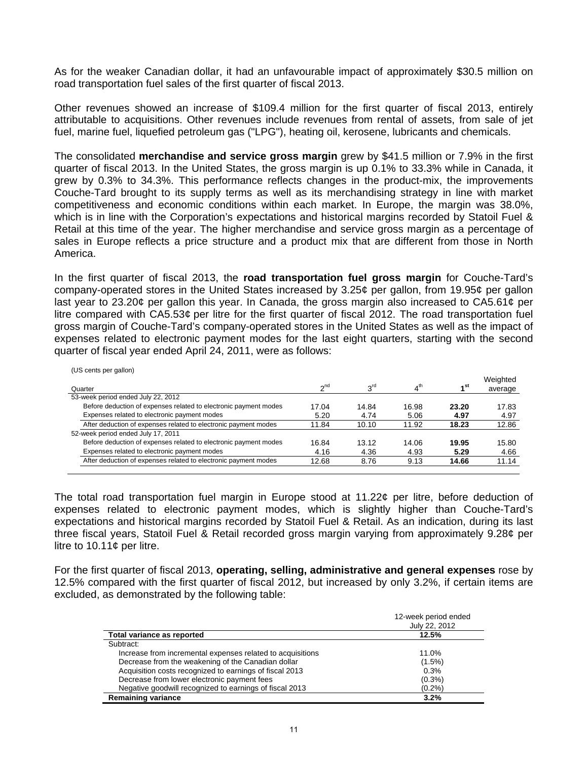As for the weaker Canadian dollar, it had an unfavourable impact of approximately $30.5 million on road transportation fuel sales of the first quarter of fiscal 2013.

Other revenues showed an increase of $109.4 million for the first quarter of fiscal 2013, entirely attributable to acquisitions. Other revenues include revenues from rental of assets, from sale of jet fuel, marine fuel, liquefied petroleum gas ("LPG"), heating oil, kerosene, lubricants and chemicals.

The consolidated **merchandise and service gross margin** grew by $41.5 million or 7.9% in the first quarter of fiscal 2013. In the United States, the gross margin is up 0.1% to 33.3% while in Canada, it grew by 0.3% to 34.3%. This performance reflects changes in the product-mix, the improvements Couche-Tard brought to its supply terms as well as its merchandising strategy in line with market competitiveness and economic conditions within each market. In Europe, the margin was 38.0%, which is in line with the Corporation's expectations and historical margins recorded by Statoil Fuel & Retail at this time of the year. The higher merchandise and service gross margin as a percentage of sales in Europe reflects a price structure and a product mix that are different from those in North America.

In the first quarter of fiscal 2013, the **road transportation fuel gross margin** for Couche-Tard's company-operated stores in the United States increased by 3.25¢ per gallon, from 19.95¢ per gallon last year to 23.20¢ per gallon this year. In Canada, the gross margin also increased to CA5.61¢ per litre compared with CA5.53¢ per litre for the first quarter of fiscal 2012. The road transportation fuel gross margin of Couche-Tard's company-operated stores in the United States as well as the impact of expenses related to electronic payment modes for the last eight quarters, starting with the second quarter of fiscal year ended April 24, 2011, were as follows:

(US cents per gallon)

| Quarter | 2nd | 3rd | 4th | 1st | Weighted average |
|---|---|---|---|---|---|
| 53-week period ended July 22, 2012 | | | | | |
| Before deduction of expenses related to electronic payment modes | 17.04 | 14.84 | 16.98 | **23.20** | 17.83 |
| Expenses related to electronic payment modes | 5.20 | 4.74 | 5.06 | **4.97** | 4.97 |
| After deduction of expenses related to electronic payment modes | 11.84 | 10.10 | 11.92 | **18.23** | 12.86 |
| 52-week period ended July 17, 2011 | | | | | |
| Before deduction of expenses related to electronic payment modes | 16.84 | 13.12 | 14.06 | **19.95** | 15.80 |
| Expenses related to electronic payment modes | 4.16 | 4.36 | 4.93 | **5.29** | 4.66 |
| After deduction of expenses related to electronic payment modes | 12.68 | 8.76 | 9.13 | **14.66** | 11.14 |

The total road transportation fuel margin in Europe stood at 11.22¢ per litre, before deduction of expenses related to electronic payment modes, which is slightly higher than Couche-Tard's expectations and historical margins recorded by Statoil Fuel & Retail. As an indication, during its last three fiscal years, Statoil Fuel & Retail recorded gross margin varying from approximately 9.28¢ per litre to 10.11¢ per litre.

For the first quarter of fiscal 2013, **operating, selling, administrative and general expenses** rose by 12.5% compared with the first quarter of fiscal 2012, but increased by only 3.2%, if certain items are excluded, as demonstrated by the following table:

| | 12-week period ended July 22, 2012 |
|---|---|
| **Total variance as reported** | **12.5%** |
| Subtract: | |
| Increase from incremental expenses related to acquisitions | 11.0% |
| Decrease from the weakening of the Canadian dollar | (1.5%) |
| Acquisition costs recognized to earnings of fiscal 2013 | 0.3% |
| Decrease from lower electronic payment fees | (0.3%) |
| Negative goodwill recognized to earnings of fiscal 2013 | (0.2%) |
| **Remaining variance** | **3.2%** |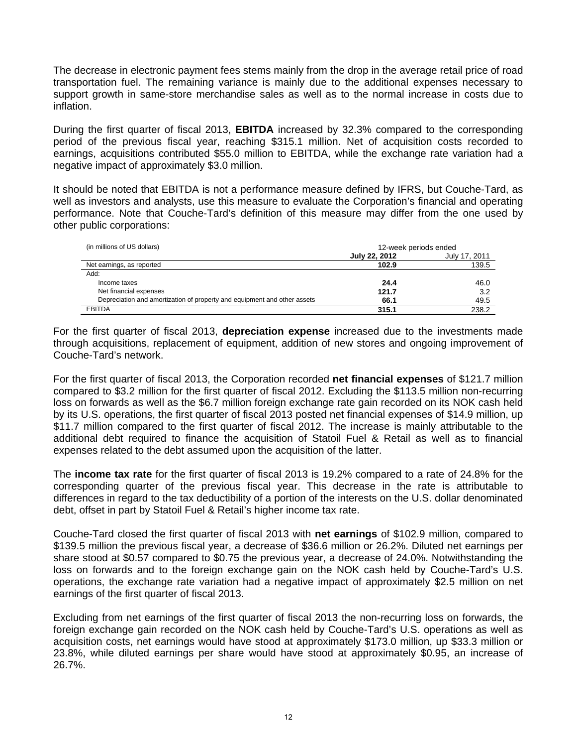The decrease in electronic payment fees stems mainly from the drop in the average retail price of road transportation fuel. The remaining variance is mainly due to the additional expenses necessary to support growth in same-store merchandise sales as well as to the normal increase in costs due to inflation.

During the first quarter of fiscal 2013, **EBITDA** increased by 32.3% compared to the corresponding period of the previous fiscal year, reaching $315.1 million. Net of acquisition costs recorded to earnings, acquisitions contributed $55.0 million to EBITDA, while the exchange rate variation had a negative impact of approximately $3.0 million.

It should be noted that EBITDA is not a performance measure defined by IFRS, but Couche-Tard, as well as investors and analysts, use this measure to evaluate the Corporation's financial and operating performance. Note that Couche-Tard's definition of this measure may differ from the one used by other public corporations:

| (in millions of US dollars) | 12-week periods ended | |
|---|---|---|
| | **July 22, 2012** | July 17, 2011 |
| Net earnings, as reported | **102.9** | 139.5 |
| Add: | | |
| Income taxes | **24.4** | 46.0 |
| Net financial expenses | **121.7** | 3.2 |
| Depreciation and amortization of property and equipment and other assets | **66.1** | 49.5 |
| EBITDA | **315.1** | 238.2 |

For the first quarter of fiscal 2013, **depreciation expense** increased due to the investments made through acquisitions, replacement of equipment, addition of new stores and ongoing improvement of Couche-Tard's network.

For the first quarter of fiscal 2013, the Corporation recorded **net financial expenses** of $121.7 million compared to $3.2 million for the first quarter of fiscal 2012. Excluding the $113.5 million non-recurring loss on forwards as well as the $6.7 million foreign exchange rate gain recorded on its NOK cash held by its U.S. operations, the first quarter of fiscal 2013 posted net financial expenses of $14.9 million, up $11.7 million compared to the first quarter of fiscal 2012. The increase is mainly attributable to the additional debt required to finance the acquisition of Statoil Fuel & Retail as well as to financial expenses related to the debt assumed upon the acquisition of the latter.

The **income tax rate** for the first quarter of fiscal 2013 is 19.2% compared to a rate of 24.8% for the corresponding quarter of the previous fiscal year. This decrease in the rate is attributable to differences in regard to the tax deductibility of a portion of the interests on the U.S. dollar denominated debt, offset in part by Statoil Fuel & Retail's higher income tax rate.

Couche-Tard closed the first quarter of fiscal 2013 with **net earnings** of $102.9 million, compared to $139.5 million the previous fiscal year, a decrease of $36.6 million or 26.2%. Diluted net earnings per share stood at $0.57 compared to $0.75 the previous year, a decrease of 24.0%. Notwithstanding the loss on forwards and to the foreign exchange gain on the NOK cash held by Couche-Tard's U.S. operations, the exchange rate variation had a negative impact of approximately $2.5 million on net earnings of the first quarter of fiscal 2013.

Excluding from net earnings of the first quarter of fiscal 2013 the non-recurring loss on forwards, the foreign exchange gain recorded on the NOK cash held by Couche-Tard's U.S. operations as well as acquisition costs, net earnings would have stood at approximately $173.0 million, up $33.3 million or 23.8%, while diluted earnings per share would have stood at approximately $0.95, an increase of 26.7%.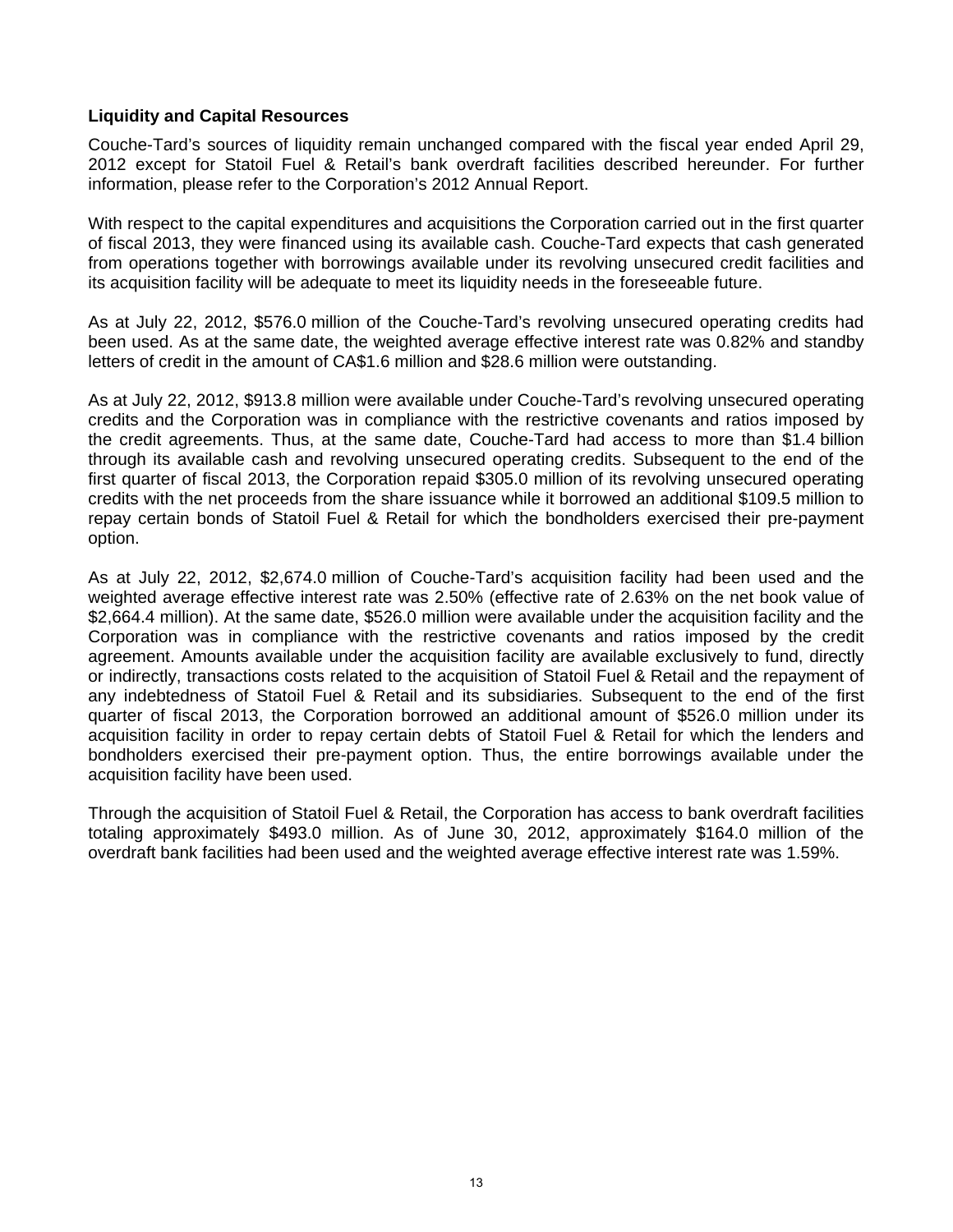## Liquidity and Capital Resources

Couche-Tard's sources of liquidity remain unchanged compared with the fiscal year ended April 29, 2012 except for Statoil Fuel & Retail's bank overdraft facilities described hereunder. For further information, please refer to the Corporation's 2012 Annual Report.

With respect to the capital expenditures and acquisitions the Corporation carried out in the first quarter of fiscal 2013, they were financed using its available cash. Couche-Tard expects that cash generated from operations together with borrowings available under its revolving unsecured credit facilities and its acquisition facility will be adequate to meet its liquidity needs in the foreseeable future.

As at July 22, 2012, $576.0 million of the Couche-Tard's revolving unsecured operating credits had been used. As at the same date, the weighted average effective interest rate was 0.82% and standby letters of credit in the amount of CA$1.6 million and $28.6 million were outstanding.

As at July 22, 2012, $913.8 million were available under Couche-Tard's revolving unsecured operating credits and the Corporation was in compliance with the restrictive covenants and ratios imposed by the credit agreements. Thus, at the same date, Couche-Tard had access to more than $1.4 billion through its available cash and revolving unsecured operating credits. Subsequent to the end of the first quarter of fiscal 2013, the Corporation repaid $305.0 million of its revolving unsecured operating credits with the net proceeds from the share issuance while it borrowed an additional $109.5 million to repay certain bonds of Statoil Fuel & Retail for which the bondholders exercised their pre-payment option.

As at July 22, 2012, $2,674.0 million of Couche-Tard's acquisition facility had been used and the weighted average effective interest rate was 2.50% (effective rate of 2.63% on the net book value of $2,664.4 million). At the same date, $526.0 million were available under the acquisition facility and the Corporation was in compliance with the restrictive covenants and ratios imposed by the credit agreement. Amounts available under the acquisition facility are available exclusively to fund, directly or indirectly, transactions costs related to the acquisition of Statoil Fuel & Retail and the repayment of any indebtedness of Statoil Fuel & Retail and its subsidiaries. Subsequent to the end of the first quarter of fiscal 2013, the Corporation borrowed an additional amount of $526.0 million under its acquisition facility in order to repay certain debts of Statoil Fuel & Retail for which the lenders and bondholders exercised their pre-payment option. Thus, the entire borrowings available under the acquisition facility have been used.

Through the acquisition of Statoil Fuel & Retail, the Corporation has access to bank overdraft facilities totaling approximately $493.0 million. As of June 30, 2012, approximately $164.0 million of the overdraft bank facilities had been used and the weighted average effective interest rate was 1.59%.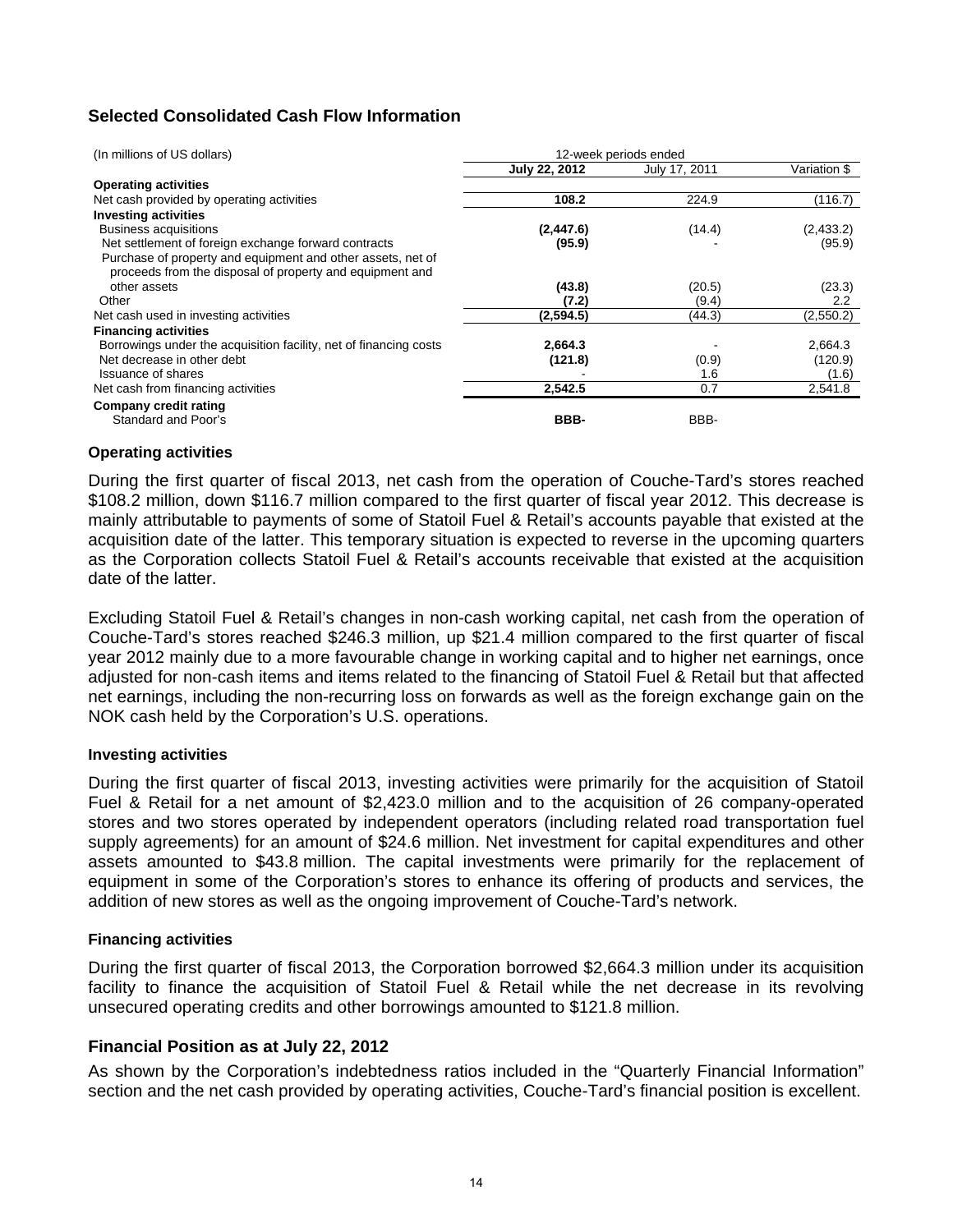## Selected Consolidated Cash Flow Information

| (In millions of US dollars) | 12-week periods ended | | |
|---|---|---|---|
| | **July 22, 2012** | July 17, 2011 | Variation $ |
| **Operating activities** | | | |
| Net cash provided by operating activities | **108.2** | 224.9 | (116.7) |
| **Investing activities** | | | |
| Business acquisitions | **(2,447.6)** | (14.4) | (2,433.2) |
| Net settlement of foreign exchange forward contracts | **(95.9)** | - | (95.9) |
| Purchase of property and equipment and other assets, net of proceeds from the disposal of property and equipment and other assets | **(43.8)** | (20.5) | (23.3) |
| Other | **(7.2)** | (9.4) | 2.2 |
| Net cash used in investing activities | **(2,594.5)** | (44.3) | (2,550.2) |
| **Financing activities** | | | |
| Borrowings under the acquisition facility, net of financing costs | **2,664.3** | - | 2,664.3 |
| Net decrease in other debt | **(121.8)** | (0.9) | (120.9) |
| Issuance of shares | - | 1.6 | (1.6) |
| Net cash from financing activities | **2,542.5** | 0.7 | 2,541.8 |
| **Company credit rating** | | | |
| Standard and Poor's | **BBB-** | BBB- | |

### Operating activities

During the first quarter of fiscal 2013, net cash from the operation of Couche-Tard's stores reached \$108.2 million, down \$116.7 million compared to the first quarter of fiscal year 2012. This decrease is mainly attributable to payments of some of Statoil Fuel & Retail's accounts payable that existed at the acquisition date of the latter. This temporary situation is expected to reverse in the upcoming quarters as the Corporation collects Statoil Fuel & Retail's accounts receivable that existed at the acquisition date of the latter.

Excluding Statoil Fuel & Retail's changes in non-cash working capital, net cash from the operation of Couche-Tard's stores reached \$246.3 million, up \$21.4 million compared to the first quarter of fiscal year 2012 mainly due to a more favourable change in working capital and to higher net earnings, once adjusted for non-cash items and items related to the financing of Statoil Fuel & Retail but that affected net earnings, including the non-recurring loss on forwards as well as the foreign exchange gain on the NOK cash held by the Corporation's U.S. operations.

### Investing activities

During the first quarter of fiscal 2013, investing activities were primarily for the acquisition of Statoil Fuel & Retail for a net amount of \$2,423.0 million and to the acquisition of 26 company-operated stores and two stores operated by independent operators (including related road transportation fuel supply agreements) for an amount of \$24.6 million. Net investment for capital expenditures and other assets amounted to \$43.8 million. The capital investments were primarily for the replacement of equipment in some of the Corporation's stores to enhance its offering of products and services, the addition of new stores as well as the ongoing improvement of Couche-Tard's network.

### Financing activities

During the first quarter of fiscal 2013, the Corporation borrowed \$2,664.3 million under its acquisition facility to finance the acquisition of Statoil Fuel & Retail while the net decrease in its revolving unsecured operating credits and other borrowings amounted to \$121.8 million.

## Financial Position as at July 22, 2012

As shown by the Corporation's indebtedness ratios included in the "Quarterly Financial Information" section and the net cash provided by operating activities, Couche-Tard's financial position is excellent.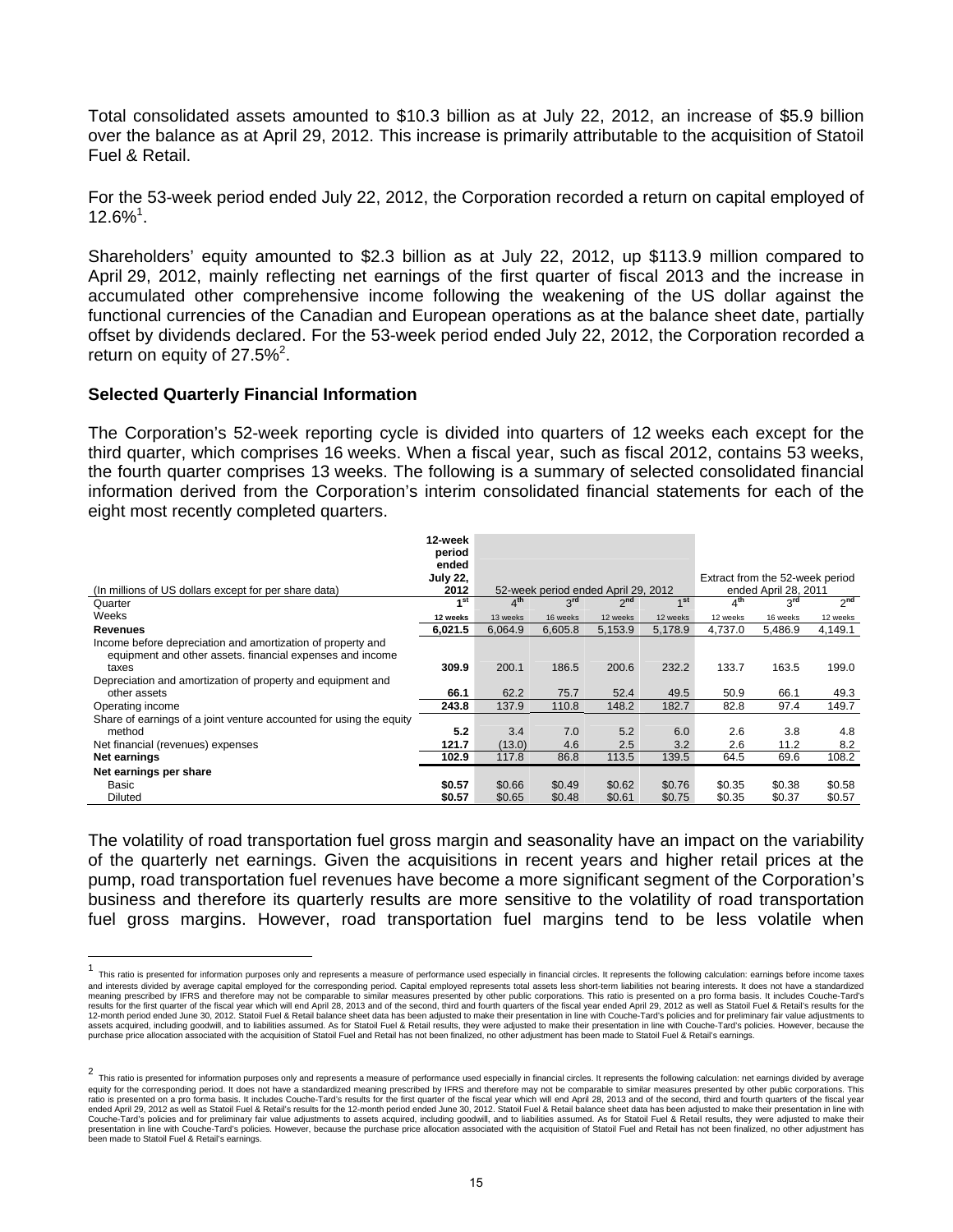Total consolidated assets amounted to $10.3 billion as at July 22, 2012, an increase of $5.9 billion over the balance as at April 29, 2012. This increase is primarily attributable to the acquisition of Statoil Fuel & Retail.

For the 53-week period ended July 22, 2012, the Corporation recorded a return on capital employed of 12.6%[1].

Shareholders' equity amounted to $2.3 billion as at July 22, 2012, up $113.9 million compared to April 29, 2012, mainly reflecting net earnings of the first quarter of fiscal 2013 and the increase in accumulated other comprehensive income following the weakening of the US dollar against the functional currencies of the Canadian and European operations as at the balance sheet date, partially offset by dividends declared. For the 53-week period ended July 22, 2012, the Corporation recorded a return on equity of 27.5%[2].

### Selected Quarterly Financial Information

The Corporation's 52-week reporting cycle is divided into quarters of 12 weeks each except for the third quarter, which comprises 16 weeks. When a fiscal year, such as fiscal 2012, contains 53 weeks, the fourth quarter comprises 13 weeks. The following is a summary of selected consolidated financial information derived from the Corporation's interim consolidated financial statements for each of the eight most recently completed quarters.

| (In millions of US dollars except for per share data) | 12-week period ended July 22, 2012 | 52-week period ended April 29, 2012 | | | | Extract from the 52-week period ended April 28, 2011 | | |
|---|---|---|---|---|---|---|---|---|
| Quarter | 1st | 4th | 3rd | 2nd | 1st | 4th | 3rd | 2nd |
| Weeks | 12 weeks | 13 weeks | 16 weeks | 12 weeks | 12 weeks | 12 weeks | 16 weeks | 12 weeks |
| **Revenues** | **6,021.5** | 6,064.9 | 6,605.8 | 5,153.9 | 5,178.9 | 4,737.0 | 5,486.9 | 4,149.1 |
| Income before depreciation and amortization of property and equipment and other assets. financial expenses and income taxes | **309.9** | 200.1 | 186.5 | 200.6 | 232.2 | 133.7 | 163.5 | 199.0 |
| Depreciation and amortization of property and equipment and other assets | **66.1** | 62.2 | 75.7 | 52.4 | 49.5 | 50.9 | 66.1 | 49.3 |
| Operating income | **243.8** | 137.9 | 110.8 | 148.2 | 182.7 | 82.8 | 97.4 | 149.7 |
| Share of earnings of a joint venture accounted for using the equity method | **5.2** | 3.4 | 7.0 | 5.2 | 6.0 | 2.6 | 3.8 | 4.8 |
| Net financial (revenues) expenses | **121.7** | (13.0) | 4.6 | 2.5 | 3.2 | 2.6 | 11.2 | 8.2 |
| **Net earnings** | **102.9** | 117.8 | 86.8 | 113.5 | 139.5 | 64.5 | 69.6 | 108.2 |
| **Net earnings per share** | | | | | | | | |
| Basic | **$0.57** | $0.66 | $0.49 | $0.62 | $0.76 | $0.35 | $0.38 | $0.58 |
| Diluted | **$0.57** | $0.65 | $0.48 | $0.61 | $0.75 | $0.35 | $0.37 | $0.57 |

The volatility of road transportation fuel gross margin and seasonality have an impact on the variability of the quarterly net earnings. Given the acquisitions in recent years and higher retail prices at the pump, road transportation fuel revenues have become a more significant segment of the Corporation's business and therefore its quarterly results are more sensitive to the volatility of road transportation fuel gross margins. However, road transportation fuel margins tend to be less volatile when

---

[1] This ratio is presented for information purposes only and represents a measure of performance used especially in financial circles. It represents the following calculation: earnings before income taxes and interests divided by average capital employed for the corresponding period. Capital employed represents total assets less short-term liabilities not bearing interests. It does not have a standardized meaning prescribed by IFRS and therefore may not be comparable to similar measures presented by other public corporations. This ratio is presented on a pro forma basis. It includes Couche-Tard's results for the first quarter of the fiscal year which will end April 28, 2013 and of the second, third and fourth quarters of the fiscal year ended April 29, 2012 as well as Statoil Fuel & Retail's results for the 12-month period ended June 30, 2012. Statoil Fuel & Retail balance sheet data has been adjusted to make their presentation in line with Couche-Tard's policies and for preliminary fair value adjustments to assets acquired, including goodwill, and to liabilities assumed. As for Statoil Fuel & Retail results, they were adjusted to make their presentation in line with Couche-Tard's policies. However, because the purchase price allocation associated with the acquisition of Statoil Fuel and Retail has not been finalized, no other adjustment has been made to Statoil Fuel & Retail's earnings.

[2] This ratio is presented for information purposes only and represents a measure of performance used especially in financial circles. It represents the following calculation: net earnings divided by average equity for the corresponding period. It does not have a standardized meaning prescribed by IFRS and therefore may not be comparable to similar measures presented by other public corporations. This ratio is presented on a pro forma basis. It includes Couche-Tard's results for the first quarter of the fiscal year which will end April 28, 2013 and of the second, third and fourth quarters of the fiscal year ended April 29, 2012 as well as Statoil Fuel & Retail's results for the 12-month period ended June 30, 2012. Statoil Fuel & Retail balance sheet data has been adjusted to make their presentation in line with Couche-Tard's policies and for preliminary fair value adjustments to assets acquired, including goodwill, and to liabilities assumed. As for Statoil Fuel & Retail results, they were adjusted to make their presentation in line with Couche-Tard's policies. However, because the purchase price allocation associated with the acquisition of Statoil Fuel and Retail has not been finalized, no other adjustment has been made to Statoil Fuel & Retail's earnings.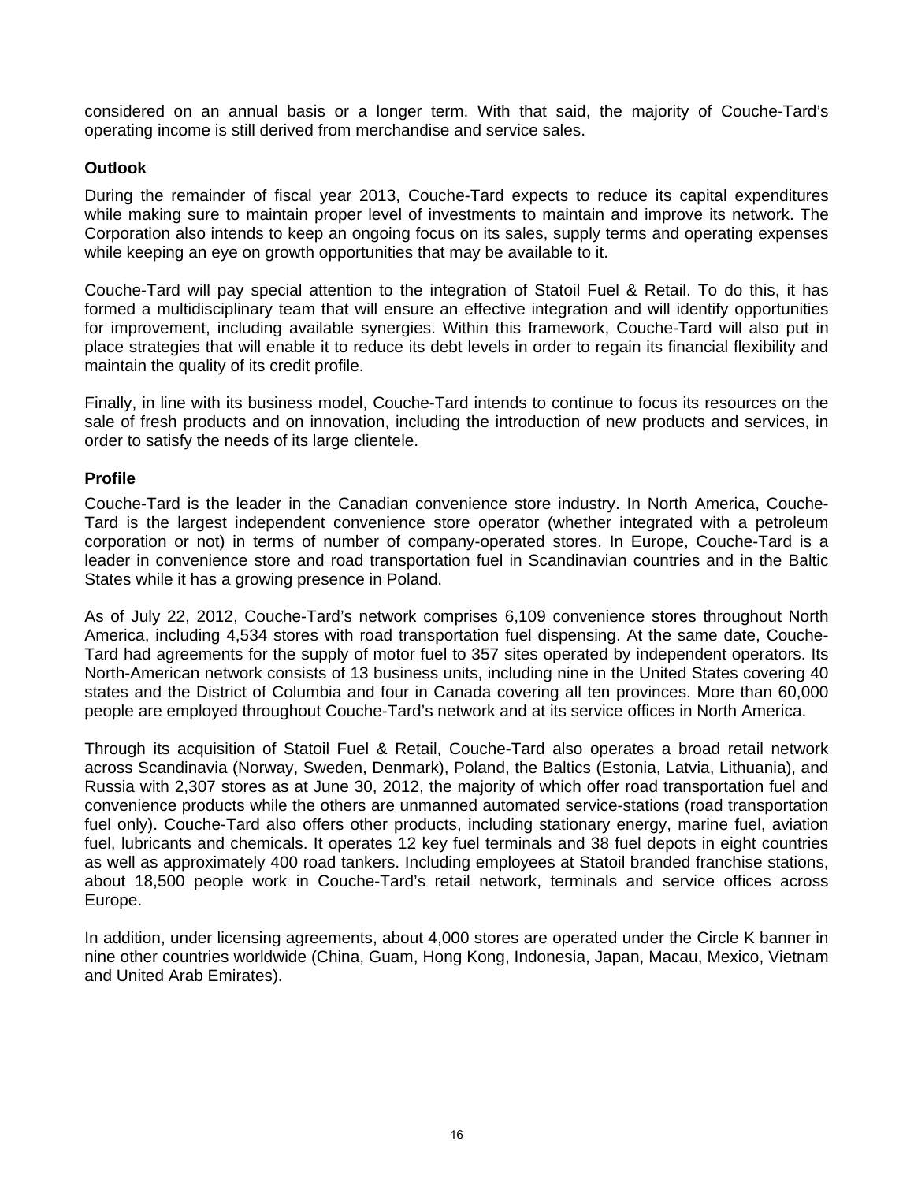considered on an annual basis or a longer term. With that said, the majority of Couche-Tard's operating income is still derived from merchandise and service sales.

## Outlook

During the remainder of fiscal year 2013, Couche-Tard expects to reduce its capital expenditures while making sure to maintain proper level of investments to maintain and improve its network. The Corporation also intends to keep an ongoing focus on its sales, supply terms and operating expenses while keeping an eye on growth opportunities that may be available to it.

Couche-Tard will pay special attention to the integration of Statoil Fuel & Retail. To do this, it has formed a multidisciplinary team that will ensure an effective integration and will identify opportunities for improvement, including available synergies. Within this framework, Couche-Tard will also put in place strategies that will enable it to reduce its debt levels in order to regain its financial flexibility and maintain the quality of its credit profile.

Finally, in line with its business model, Couche-Tard intends to continue to focus its resources on the sale of fresh products and on innovation, including the introduction of new products and services, in order to satisfy the needs of its large clientele.

## Profile

Couche-Tard is the leader in the Canadian convenience store industry. In North America, Couche-Tard is the largest independent convenience store operator (whether integrated with a petroleum corporation or not) in terms of number of company-operated stores. In Europe, Couche-Tard is a leader in convenience store and road transportation fuel in Scandinavian countries and in the Baltic States while it has a growing presence in Poland.

As of July 22, 2012, Couche-Tard's network comprises 6,109 convenience stores throughout North America, including 4,534 stores with road transportation fuel dispensing. At the same date, Couche-Tard had agreements for the supply of motor fuel to 357 sites operated by independent operators. Its North-American network consists of 13 business units, including nine in the United States covering 40 states and the District of Columbia and four in Canada covering all ten provinces. More than 60,000 people are employed throughout Couche-Tard's network and at its service offices in North America.

Through its acquisition of Statoil Fuel & Retail, Couche-Tard also operates a broad retail network across Scandinavia (Norway, Sweden, Denmark), Poland, the Baltics (Estonia, Latvia, Lithuania), and Russia with 2,307 stores as at June 30, 2012, the majority of which offer road transportation fuel and convenience products while the others are unmanned automated service-stations (road transportation fuel only). Couche-Tard also offers other products, including stationary energy, marine fuel, aviation fuel, lubricants and chemicals. It operates 12 key fuel terminals and 38 fuel depots in eight countries as well as approximately 400 road tankers. Including employees at Statoil branded franchise stations, about 18,500 people work in Couche-Tard's retail network, terminals and service offices across Europe.

In addition, under licensing agreements, about 4,000 stores are operated under the Circle K banner in nine other countries worldwide (China, Guam, Hong Kong, Indonesia, Japan, Macau, Mexico, Vietnam and United Arab Emirates).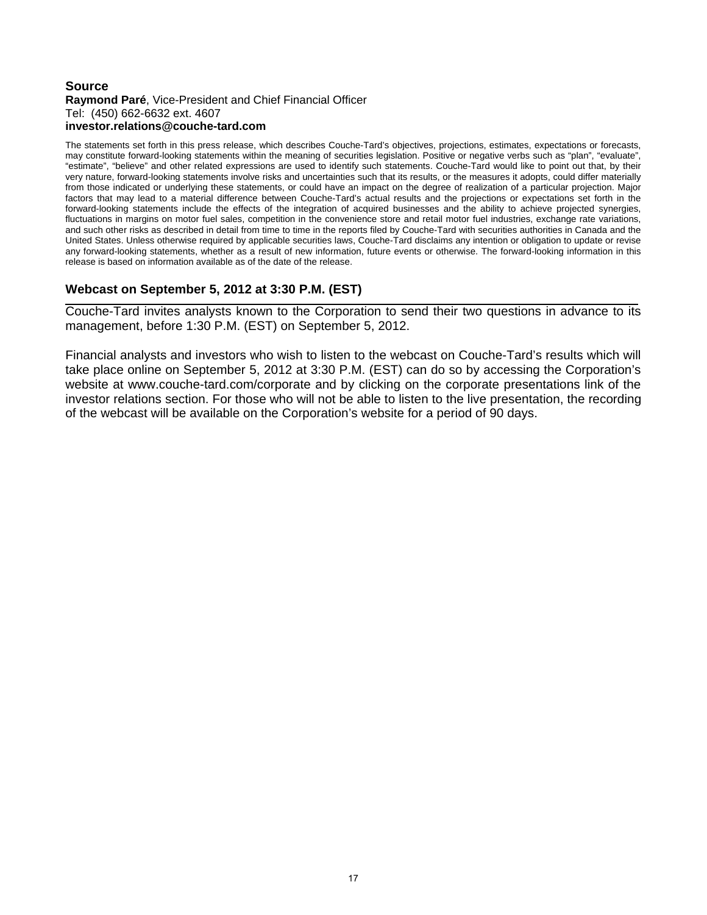**Source**
**Raymond Paré**, Vice-President and Chief Financial Officer
Tel: (450) 662-6632 ext. 4607
**investor.relations@couche-tard.com**

The statements set forth in this press release, which describes Couche-Tard's objectives, projections, estimates, expectations or forecasts, may constitute forward-looking statements within the meaning of securities legislation. Positive or negative verbs such as "plan", "evaluate", "estimate", "believe" and other related expressions are used to identify such statements. Couche-Tard would like to point out that, by their very nature, forward-looking statements involve risks and uncertainties such that its results, or the measures it adopts, could differ materially from those indicated or underlying these statements, or could have an impact on the degree of realization of a particular projection. Major factors that may lead to a material difference between Couche-Tard's actual results and the projections or expectations set forth in the forward-looking statements include the effects of the integration of acquired businesses and the ability to achieve projected synergies, fluctuations in margins on motor fuel sales, competition in the convenience store and retail motor fuel industries, exchange rate variations, and such other risks as described in detail from time to time in the reports filed by Couche-Tard with securities authorities in Canada and the United States. Unless otherwise required by applicable securities laws, Couche-Tard disclaims any intention or obligation to update or revise any forward-looking statements, whether as a result of new information, future events or otherwise. The forward-looking information in this release is based on information available as of the date of the release.

## Webcast on September 5, 2012 at 3:30 P.M. (EST)

Couche-Tard invites analysts known to the Corporation to send their two questions in advance to its management, before 1:30 P.M. (EST) on September 5, 2012.

Financial analysts and investors who wish to listen to the webcast on Couche-Tard's results which will take place online on September 5, 2012 at 3:30 P.M. (EST) can do so by accessing the Corporation's website at www.couche-tard.com/corporate and by clicking on the corporate presentations link of the investor relations section. For those who will not be able to listen to the live presentation, the recording of the webcast will be available on the Corporation's website for a period of 90 days.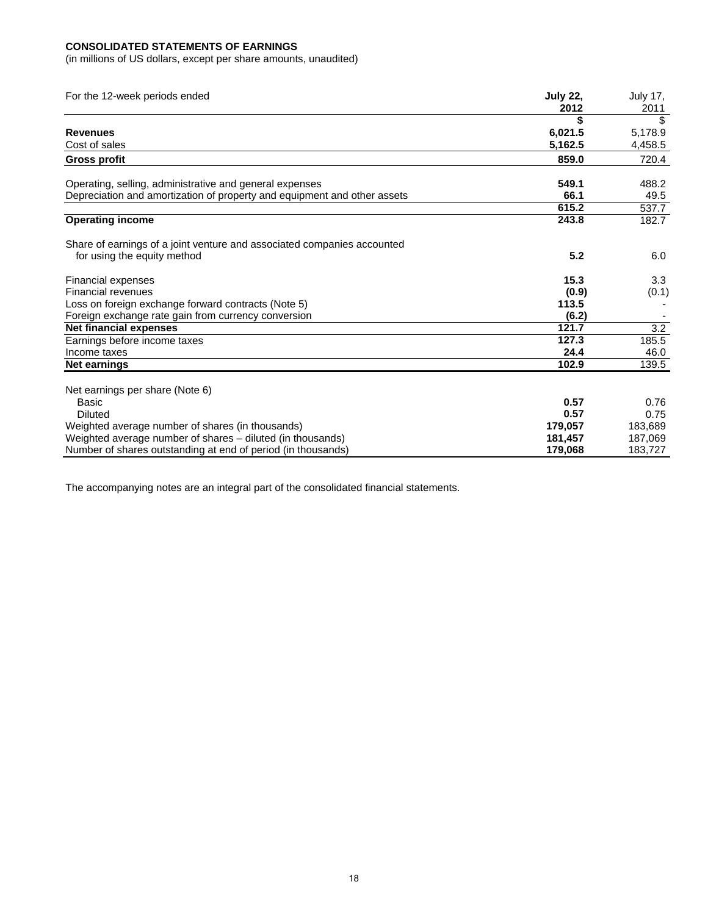**CONSOLIDATED STATEMENTS OF EARNINGS**
(in millions of US dollars, except per share amounts, unaudited)

| For the 12-week periods ended | **July 22, 2012** | July 17, 2011 |
|---|---|---|
| | **$** | $ |
| **Revenues** | **6,021.5** | 5,178.9 |
| Cost of sales | **5,162.5** | 4,458.5 |
| **Gross profit** | **859.0** | 720.4 |
| | | |
| Operating, selling, administrative and general expenses | **549.1** | 488.2 |
| Depreciation and amortization of property and equipment and other assets | **66.1** | 49.5 |
| | **615.2** | 537.7 |
| **Operating income** | **243.8** | 182.7 |
| | | |
| Share of earnings of a joint venture and associated companies accounted for using the equity method | **5.2** | 6.0 |
| | | |
| Financial expenses | **15.3** | 3.3 |
| Financial revenues | **(0.9)** | (0.1) |
| Loss on foreign exchange forward contracts (Note 5) | **113.5** | - |
| Foreign exchange rate gain from currency conversion | **(6.2)** | - |
| **Net financial expenses** | **121.7** | 3.2 |
| Earnings before income taxes | **127.3** | 185.5 |
| Income taxes | **24.4** | 46.0 |
| **Net earnings** | **102.9** | 139.5 |
| | | |
| Net earnings per share (Note 6) | | |
| Basic | **0.57** | 0.76 |
| Diluted | **0.57** | 0.75 |
| Weighted average number of shares (in thousands) | **179,057** | 183,689 |
| Weighted average number of shares – diluted (in thousands) | **181,457** | 187,069 |
| Number of shares outstanding at end of period (in thousands) | **179,068** | 183,727 |

The accompanying notes are an integral part of the consolidated financial statements.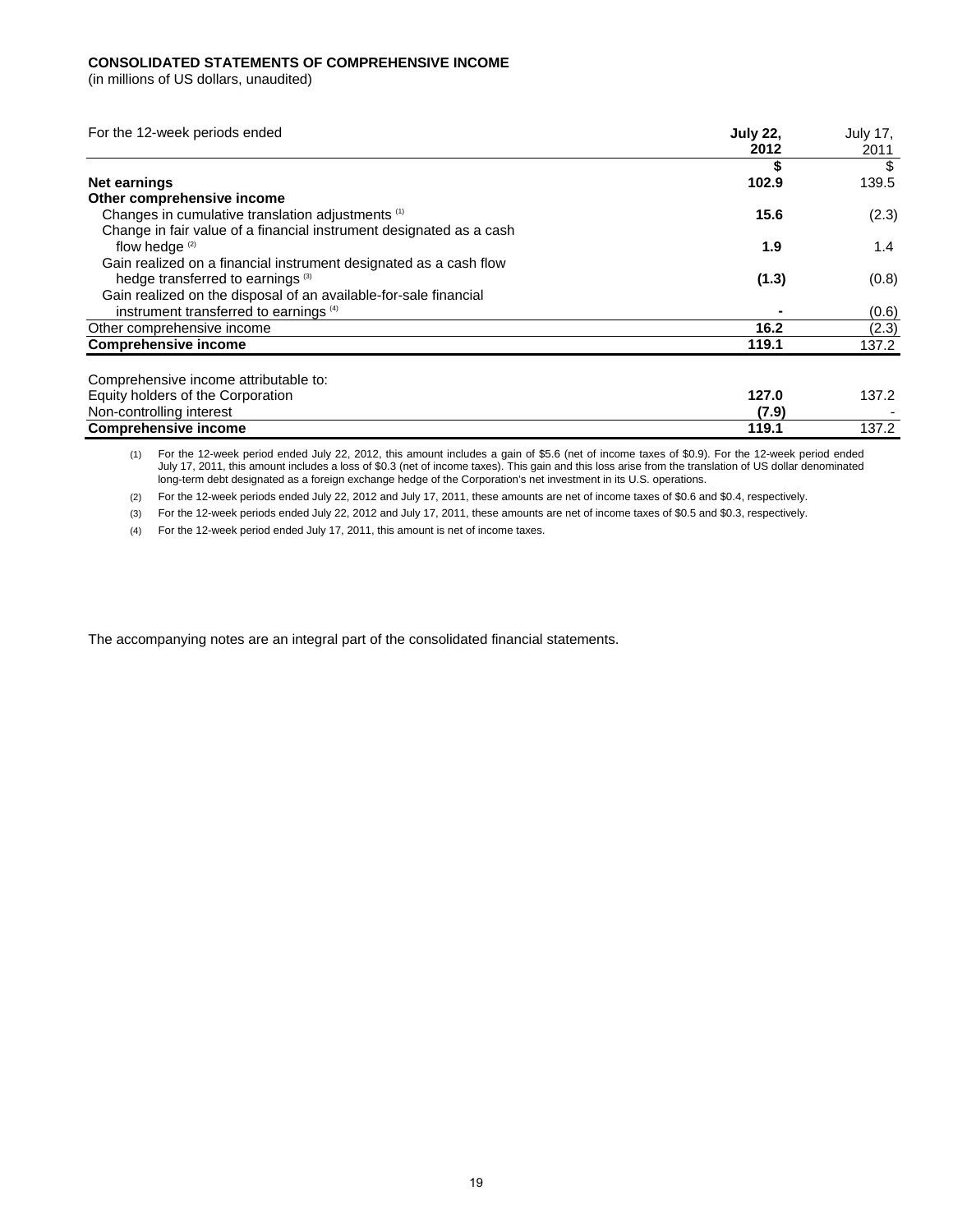**CONSOLIDATED STATEMENTS OF COMPREHENSIVE INCOME**
(in millions of US dollars, unaudited)

| For the 12-week periods ended | **July 22, 2012** | July 17, 2011 |
|---|---|---|
| | **$** | $ |
| **Net earnings** | **102.9** | 139.5 |
| **Other comprehensive income** | | |
| Changes in cumulative translation adjustments [(1)] | **15.6** | (2.3) |
| Change in fair value of a financial instrument designated as a cash flow hedge [(2)] | **1.9** | 1.4 |
| Gain realized on a financial instrument designated as a cash flow hedge transferred to earnings [(3)] | **(1.3)** | (0.8) |
| Gain realized on the disposal of an available-for-sale financial instrument transferred to earnings [(4)] | **-** | (0.6) |
| Other comprehensive income | **16.2** | (2.3) |
| **Comprehensive income** | **119.1** | 137.2 |
| | | |
| Comprehensive income attributable to: | | |
| Equity holders of the Corporation | **127.0** | 137.2 |
| Non-controlling interest | **(7.9)** | - |
| **Comprehensive income** | **119.1** | 137.2 |

(1) For the 12-week period ended July 22, 2012, this amount includes a gain of $5.6 (net of income taxes of $0.9). For the 12-week period ended July 17, 2011, this amount includes a loss of $0.3 (net of income taxes). This gain and this loss arise from the translation of US dollar denominated long-term debt designated as a foreign exchange hedge of the Corporation's net investment in its U.S. operations.

(2) For the 12-week periods ended July 22, 2012 and July 17, 2011, these amounts are net of income taxes of $0.6 and $0.4, respectively.

(3) For the 12-week periods ended July 22, 2012 and July 17, 2011, these amounts are net of income taxes of $0.5 and $0.3, respectively.

(4) For the 12-week period ended July 17, 2011, this amount is net of income taxes.

The accompanying notes are an integral part of the consolidated financial statements.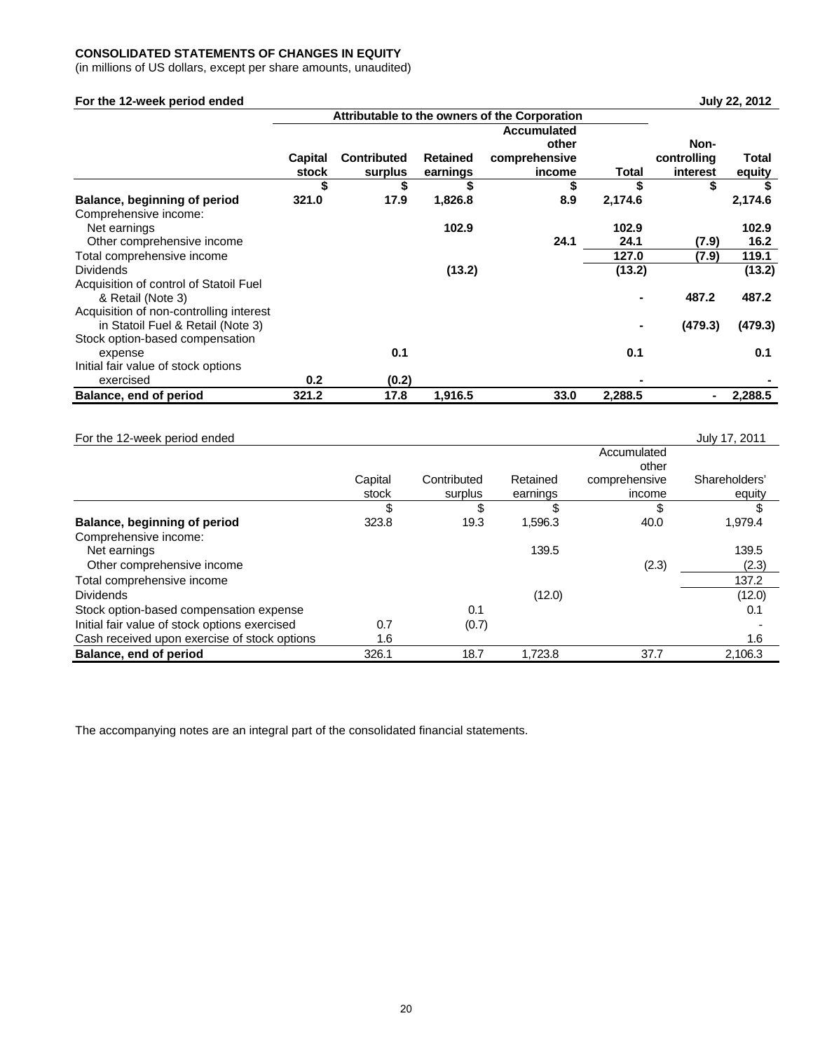**CONSOLIDATED STATEMENTS OF CHANGES IN EQUITY**
(in millions of US dollars, except per share amounts, unaudited)

**For the 12-week period ended July 22, 2012**

| | Attributable to the owners of the Corporation | | | | | | |
|---|---|---|---|---|---|---|---|
| | **Capital stock** | **Contributed surplus** | **Retained earnings** | **Accumulated other comprehensive income** | **Total** | **Non-controlling interest** | **Total equity** |
| | **$** | **$** | **$** | **$** | **$** | **$** | **$** |
| **Balance, beginning of period** | **321.0** | **17.9** | **1,826.8** | **8.9** | **2,174.6** | | **2,174.6** |
| Comprehensive income: | | | | | | | |
| Net earnings | | | **102.9** | | **102.9** | | **102.9** |
| Other comprehensive income | | | | **24.1** | **24.1** | **(7.9)** | **16.2** |
| Total comprehensive income | | | | | **127.0** | **(7.9)** | **119.1** |
| Dividends | | | **(13.2)** | | **(13.2)** | | **(13.2)** |
| Acquisition of control of Statoil Fuel & Retail (Note 3) | | | | | **-** | **487.2** | **487.2** |
| Acquisition of non-controlling interest in Statoil Fuel & Retail (Note 3) | | | | | **-** | **(479.3)** | **(479.3)** |
| Stock option-based compensation expense | | **0.1** | | | **0.1** | | **0.1** |
| Initial fair value of stock options exercised | **0.2** | **(0.2)** | | | **-** | | **-** |
| **Balance, end of period** | **321.2** | **17.8** | **1,916.5** | **33.0** | **2,288.5** | **-** | **2,288.5** |

For the 12-week period ended July 17, 2011

| | Capital stock | Contributed surplus | Retained earnings | Accumulated other comprehensive income | Shareholders' equity |
|---|---|---|---|---|---|
| | $ | $ | $ | $ | $ |
| **Balance, beginning of period** | 323.8 | 19.3 | 1,596.3 | 40.0 | 1,979.4 |
| Comprehensive income: | | | | | |
| Net earnings | | | 139.5 | | 139.5 |
| Other comprehensive income | | | | (2.3) | (2.3) |
| Total comprehensive income | | | | | 137.2 |
| Dividends | | | (12.0) | | (12.0) |
| Stock option-based compensation expense | | 0.1 | | | 0.1 |
| Initial fair value of stock options exercised | 0.7 | (0.7) | | | - |
| Cash received upon exercise of stock options | 1.6 | | | | 1.6 |
| **Balance, end of period** | 326.1 | 18.7 | 1,723.8 | 37.7 | 2,106.3 |

The accompanying notes are an integral part of the consolidated financial statements.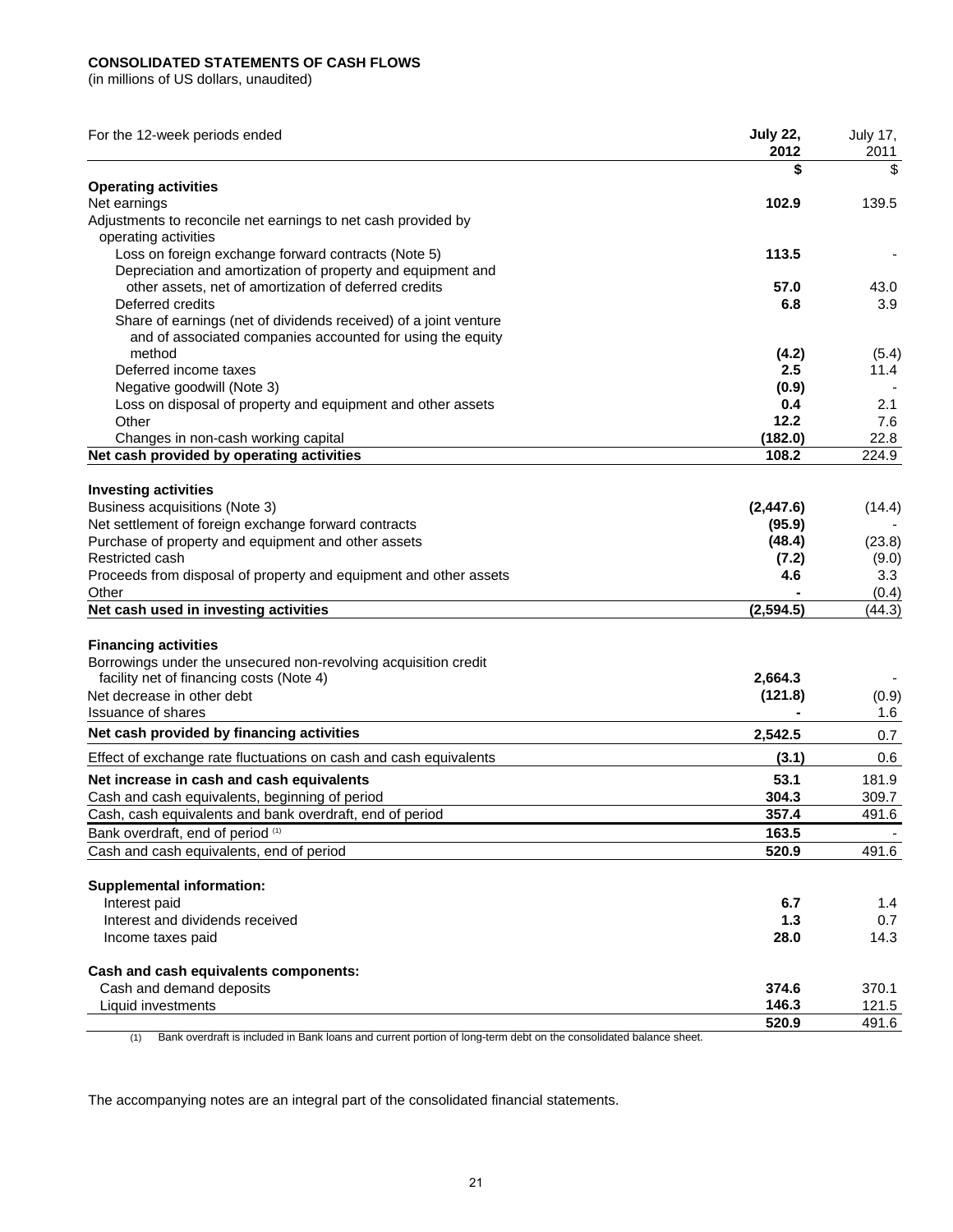**CONSOLIDATED STATEMENTS OF CASH FLOWS**
(in millions of US dollars, unaudited)

| For the 12-week periods ended | **July 22, 2012** | July 17, 2011 |
|---|---|---|
| | **$** | $ |
| **Operating activities** | | |
| Net earnings | **102.9** | 139.5 |
| Adjustments to reconcile net earnings to net cash provided by operating activities | | |
| Loss on foreign exchange forward contracts (Note 5) | **113.5** | - |
| Depreciation and amortization of property and equipment and other assets, net of amortization of deferred credits | **57.0** | 43.0 |
| Deferred credits | **6.8** | 3.9 |
| Share of earnings (net of dividends received) of a joint venture and of associated companies accounted for using the equity method | **(4.2)** | (5.4) |
| Deferred income taxes | **2.5** | 11.4 |
| Negative goodwill (Note 3) | **(0.9)** | - |
| Loss on disposal of property and equipment and other assets | **0.4** | 2.1 |
| Other | **12.2** | 7.6 |
| Changes in non-cash working capital | **(182.0)** | 22.8 |
| **Net cash provided by operating activities** | **108.2** | 224.9 |
| **Investing activities** | | |
| Business acquisitions (Note 3) | **(2,447.6)** | (14.4) |
| Net settlement of foreign exchange forward contracts | **(95.9)** | - |
| Purchase of property and equipment and other assets | **(48.4)** | (23.8) |
| Restricted cash | **(7.2)** | (9.0) |
| Proceeds from disposal of property and equipment and other assets | **4.6** | 3.3 |
| Other | **-** | (0.4) |
| **Net cash used in investing activities** | **(2,594.5)** | (44.3) |
| **Financing activities** | | |
| Borrowings under the unsecured non-revolving acquisition credit facility net of financing costs (Note 4) | **2,664.3** | - |
| Net decrease in other debt | **(121.8)** | (0.9) |
| Issuance of shares | **-** | 1.6 |
| **Net cash provided by financing activities** | **2,542.5** | 0.7 |
| Effect of exchange rate fluctuations on cash and cash equivalents | **(3.1)** | 0.6 |
| **Net increase in cash and cash equivalents** | **53.1** | 181.9 |
| Cash and cash equivalents, beginning of period | **304.3** | 309.7 |
| Cash, cash equivalents and bank overdraft, end of period | **357.4** | 491.6 |
| Bank overdraft, end of period [(1)] | **163.5** | - |
| Cash and cash equivalents, end of period | **520.9** | 491.6 |
| **Supplemental information:** | | |
| Interest paid | **6.7** | 1.4 |
| Interest and dividends received | **1.3** | 0.7 |
| Income taxes paid | **28.0** | 14.3 |
| **Cash and cash equivalents components:** | | |
| Cash and demand deposits | **374.6** | 370.1 |
| Liquid investments | **146.3** | 121.5 |
| | **520.9** | 491.6 |

(1) Bank overdraft is included in Bank loans and current portion of long-term debt on the consolidated balance sheet.

The accompanying notes are an integral part of the consolidated financial statements.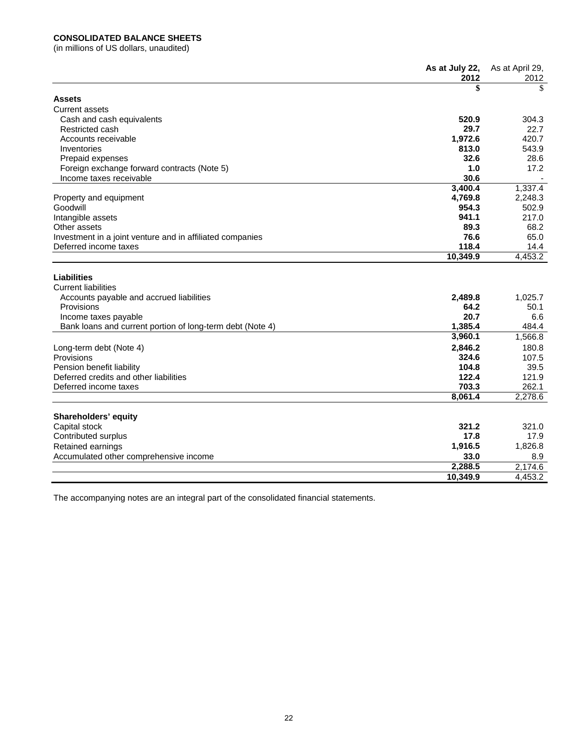**CONSOLIDATED BALANCE SHEETS**
(in millions of US dollars, unaudited)

| | **As at July 22, 2012** | As at April 29, 2012 |
|---|---|---|
| | **$** | $ |
| **Assets** | | |
| Current assets | | |
| Cash and cash equivalents | **520.9** | 304.3 |
| Restricted cash | **29.7** | 22.7 |
| Accounts receivable | **1,972.6** | 420.7 |
| Inventories | **813.0** | 543.9 |
| Prepaid expenses | **32.6** | 28.6 |
| Foreign exchange forward contracts (Note 5) | **1.0** | 17.2 |
| Income taxes receivable | **30.6** | - |
| | **3,400.4** | 1,337.4 |
| Property and equipment | **4,769.8** | 2,248.3 |
| Goodwill | **954.3** | 502.9 |
| Intangible assets | **941.1** | 217.0 |
| Other assets | **89.3** | 68.2 |
| Investment in a joint venture and in affiliated companies | **76.6** | 65.0 |
| Deferred income taxes | **118.4** | 14.4 |
| | **10,349.9** | 4,453.2 |
| **Liabilities** | | |
| Current liabilities | | |
| Accounts payable and accrued liabilities | **2,489.8** | 1,025.7 |
| Provisions | **64.2** | 50.1 |
| Income taxes payable | **20.7** | 6.6 |
| Bank loans and current portion of long-term debt (Note 4) | **1,385.4** | 484.4 |
| | **3,960.1** | 1,566.8 |
| Long-term debt (Note 4) | **2,846.2** | 180.8 |
| Provisions | **324.6** | 107.5 |
| Pension benefit liability | **104.8** | 39.5 |
| Deferred credits and other liabilities | **122.4** | 121.9 |
| Deferred income taxes | **703.3** | 262.1 |
| | **8,061.4** | 2,278.6 |
| **Shareholders' equity** | | |
| Capital stock | **321.2** | 321.0 |
| Contributed surplus | **17.8** | 17.9 |
| Retained earnings | **1,916.5** | 1,826.8 |
| Accumulated other comprehensive income | **33.0** | 8.9 |
| | **2,288.5** | 2,174.6 |
| | **10,349.9** | 4,453.2 |

The accompanying notes are an integral part of the consolidated financial statements.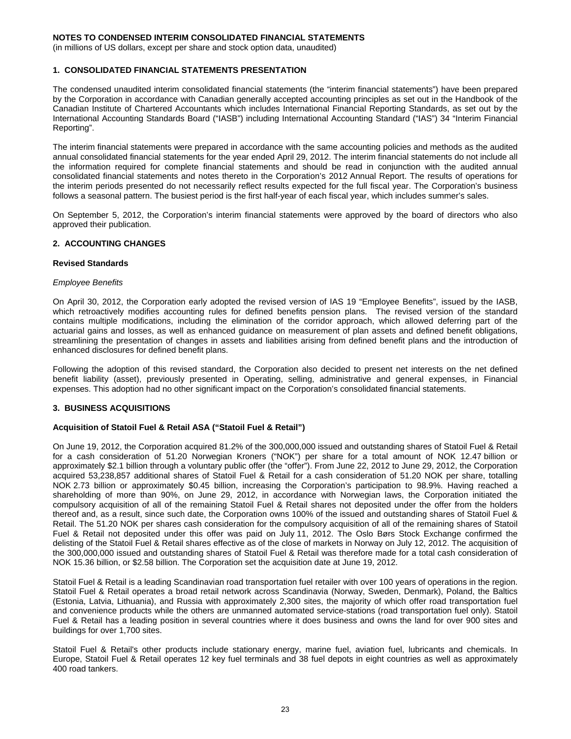**NOTES TO CONDENSED INTERIM CONSOLIDATED FINANCIAL STATEMENTS**
(in millions of US dollars, except per share and stock option data, unaudited)

## 1. CONSOLIDATED FINANCIAL STATEMENTS PRESENTATION

The condensed unaudited interim consolidated financial statements (the "interim financial statements") have been prepared by the Corporation in accordance with Canadian generally accepted accounting principles as set out in the Handbook of the Canadian Institute of Chartered Accountants which includes International Financial Reporting Standards, as set out by the International Accounting Standards Board ("IASB") including International Accounting Standard ("IAS") 34 "Interim Financial Reporting".

The interim financial statements were prepared in accordance with the same accounting policies and methods as the audited annual consolidated financial statements for the year ended April 29, 2012. The interim financial statements do not include all the information required for complete financial statements and should be read in conjunction with the audited annual consolidated financial statements and notes thereto in the Corporation's 2012 Annual Report. The results of operations for the interim periods presented do not necessarily reflect results expected for the full fiscal year. The Corporation's business follows a seasonal pattern. The busiest period is the first half-year of each fiscal year, which includes summer's sales.

On September 5, 2012, the Corporation's interim financial statements were approved by the board of directors who also approved their publication.

## 2. ACCOUNTING CHANGES

### Revised Standards

*Employee Benefits*

On April 30, 2012, the Corporation early adopted the revised version of IAS 19 "Employee Benefits", issued by the IASB, which retroactively modifies accounting rules for defined benefits pension plans. The revised version of the standard contains multiple modifications, including the elimination of the corridor approach, which allowed deferring part of the actuarial gains and losses, as well as enhanced guidance on measurement of plan assets and defined benefit obligations, streamlining the presentation of changes in assets and liabilities arising from defined benefit plans and the introduction of enhanced disclosures for defined benefit plans.

Following the adoption of this revised standard, the Corporation also decided to present net interests on the net defined benefit liability (asset), previously presented in Operating, selling, administrative and general expenses, in Financial expenses. This adoption had no other significant impact on the Corporation's consolidated financial statements.

## 3. BUSINESS ACQUISITIONS

### Acquisition of Statoil Fuel & Retail ASA ("Statoil Fuel & Retail")

On June 19, 2012, the Corporation acquired 81.2% of the 300,000,000 issued and outstanding shares of Statoil Fuel & Retail for a cash consideration of 51.20 Norwegian Kroners ("NOK") per share for a total amount of NOK 12.47 billion or approximately $2.1 billion through a voluntary public offer (the "offer"). From June 22, 2012 to June 29, 2012, the Corporation acquired 53,238,857 additional shares of Statoil Fuel & Retail for a cash consideration of 51.20 NOK per share, totalling NOK 2.73 billion or approximately $0.45 billion, increasing the Corporation's participation to 98.9%. Having reached a shareholding of more than 90%, on June 29, 2012, in accordance with Norwegian laws, the Corporation initiated the compulsory acquisition of all of the remaining Statoil Fuel & Retail shares not deposited under the offer from the holders thereof and, as a result, since such date, the Corporation owns 100% of the issued and outstanding shares of Statoil Fuel & Retail. The 51.20 NOK per shares cash consideration for the compulsory acquisition of all of the remaining shares of Statoil Fuel & Retail not deposited under this offer was paid on July 11, 2012. The Oslo Børs Stock Exchange confirmed the delisting of the Statoil Fuel & Retail shares effective as of the close of markets in Norway on July 12, 2012. The acquisition of the 300,000,000 issued and outstanding shares of Statoil Fuel & Retail was therefore made for a total cash consideration of NOK 15.36 billion, or $2.58 billion. The Corporation set the acquisition date at June 19, 2012.

Statoil Fuel & Retail is a leading Scandinavian road transportation fuel retailer with over 100 years of operations in the region. Statoil Fuel & Retail operates a broad retail network across Scandinavia (Norway, Sweden, Denmark), Poland, the Baltics (Estonia, Latvia, Lithuania), and Russia with approximately 2,300 sites, the majority of which offer road transportation fuel and convenience products while the others are unmanned automated service-stations (road transportation fuel only). Statoil Fuel & Retail has a leading position in several countries where it does business and owns the land for over 900 sites and buildings for over 1,700 sites.

Statoil Fuel & Retail's other products include stationary energy, marine fuel, aviation fuel, lubricants and chemicals. In Europe, Statoil Fuel & Retail operates 12 key fuel terminals and 38 fuel depots in eight countries as well as approximately 400 road tankers.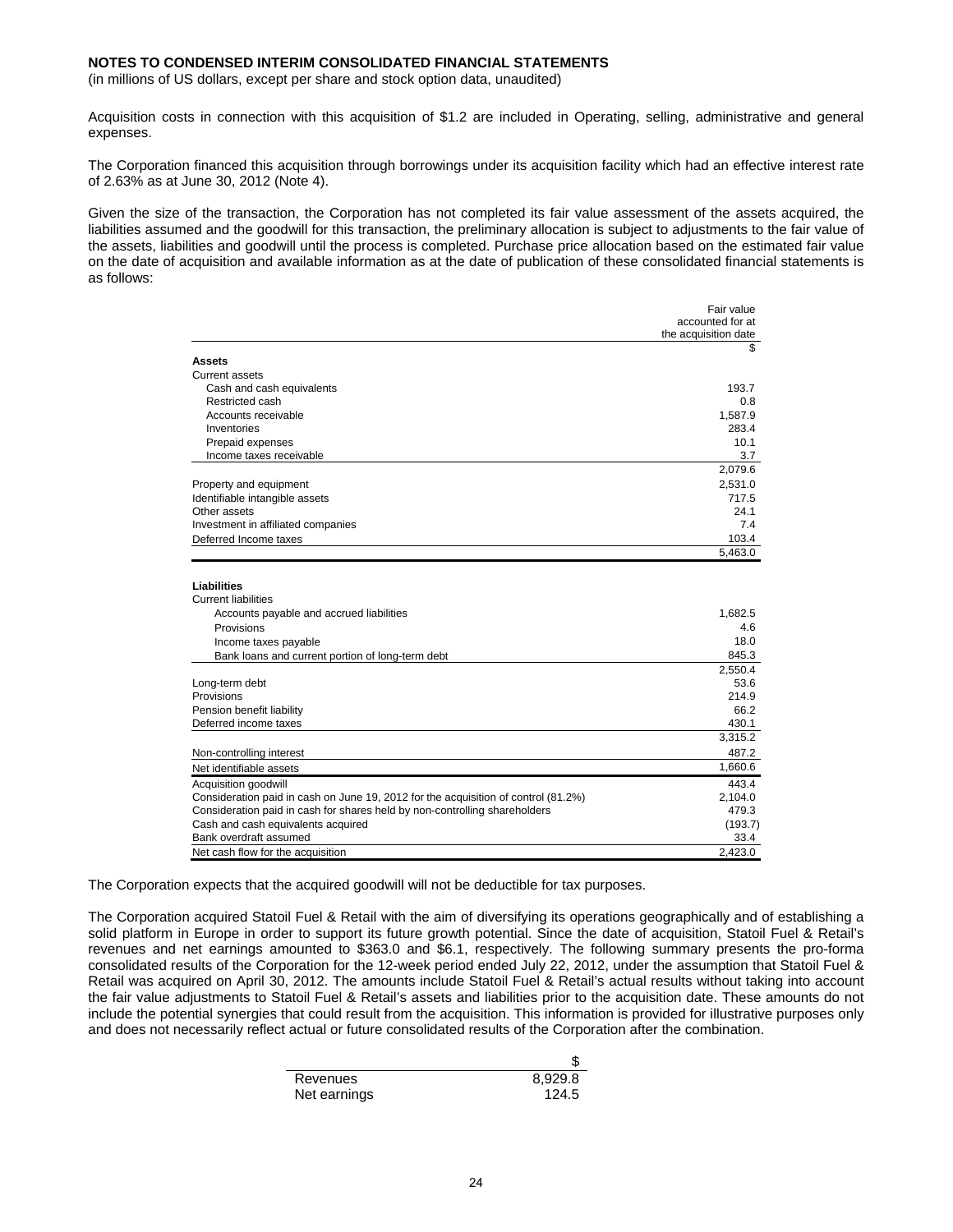**NOTES TO CONDENSED INTERIM CONSOLIDATED FINANCIAL STATEMENTS**
(in millions of US dollars, except per share and stock option data, unaudited)

Acquisition costs in connection with this acquisition of $1.2 are included in Operating, selling, administrative and general expenses.

The Corporation financed this acquisition through borrowings under its acquisition facility which had an effective interest rate of 2.63% as at June 30, 2012 (Note 4).

Given the size of the transaction, the Corporation has not completed its fair value assessment of the assets acquired, the liabilities assumed and the goodwill for this transaction, the preliminary allocation is subject to adjustments to the fair value of the assets, liabilities and goodwill until the process is completed. Purchase price allocation based on the estimated fair value on the date of acquisition and available information as at the date of publication of these consolidated financial statements is as follows:

| | Fair value accounted for at the acquisition date |
|---|---|
| | $ |
| **Assets** | |
| Current assets | |
| Cash and cash equivalents | 193.7 |
| Restricted cash | 0.8 |
| Accounts receivable | 1,587.9 |
| Inventories | 283.4 |
| Prepaid expenses | 10.1 |
| Income taxes receivable | 3.7 |
| | 2,079.6 |
| Property and equipment | 2,531.0 |
| Identifiable intangible assets | 717.5 |
| Other assets | 24.1 |
| Investment in affiliated companies | 7.4 |
| Deferred Income taxes | 103.4 |
| | 5,463.0 |
| **Liabilities** | |
| Current liabilities | |
| Accounts payable and accrued liabilities | 1,682.5 |
| Provisions | 4.6 |
| Income taxes payable | 18.0 |
| Bank loans and current portion of long-term debt | 845.3 |
| | 2,550.4 |
| Long-term debt | 53.6 |
| Provisions | 214.9 |
| Pension benefit liability | 66.2 |
| Deferred income taxes | 430.1 |
| | 3,315.2 |
| Non-controlling interest | 487.2 |
| Net identifiable assets | 1,660.6 |
| Acquisition goodwill | 443.4 |
| Consideration paid in cash on June 19, 2012 for the acquisition of control (81.2%) | 2,104.0 |
| Consideration paid in cash for shares held by non-controlling shareholders | 479.3 |
| Cash and cash equivalents acquired | (193.7) |
| Bank overdraft assumed | 33.4 |
| Net cash flow for the acquisition | 2,423.0 |

The Corporation expects that the acquired goodwill will not be deductible for tax purposes.

The Corporation acquired Statoil Fuel & Retail with the aim of diversifying its operations geographically and of establishing a solid platform in Europe in order to support its future growth potential. Since the date of acquisition, Statoil Fuel & Retail's revenues and net earnings amounted to $363.0 and $6.1, respectively. The following summary presents the pro-forma consolidated results of the Corporation for the 12-week period ended July 22, 2012, under the assumption that Statoil Fuel & Retail was acquired on April 30, 2012. The amounts include Statoil Fuel & Retail's actual results without taking into account the fair value adjustments to Statoil Fuel & Retail's assets and liabilities prior to the acquisition date. These amounts do not include the potential synergies that could result from the acquisition. This information is provided for illustrative purposes only and does not necessarily reflect actual or future consolidated results of the Corporation after the combination.

| | $ |
|---|---|
| Revenues | 8,929.8 |
| Net earnings | 124.5 |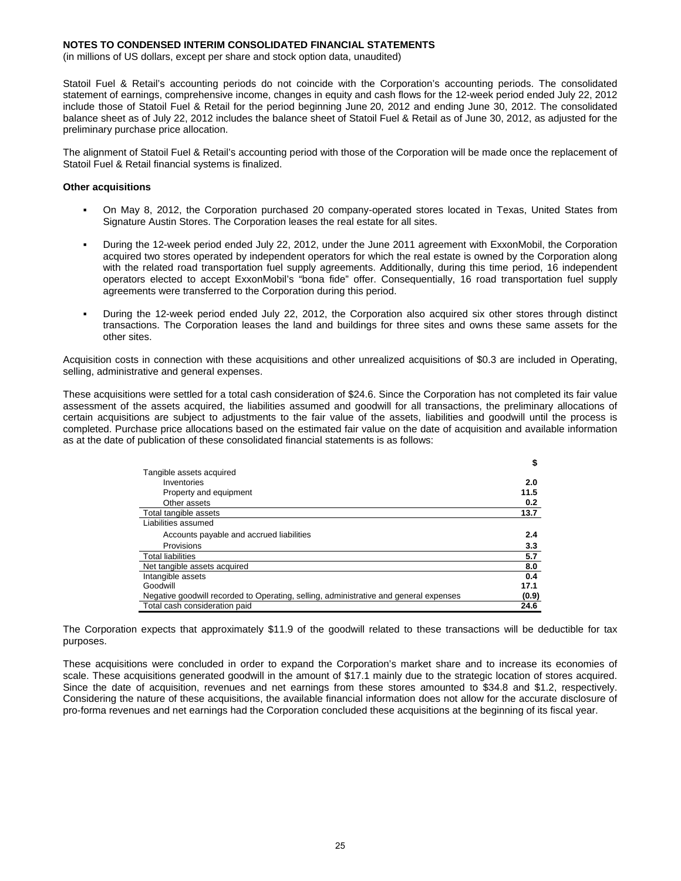**NOTES TO CONDENSED INTERIM CONSOLIDATED FINANCIAL STATEMENTS**
(in millions of US dollars, except per share and stock option data, unaudited)

Statoil Fuel & Retail's accounting periods do not coincide with the Corporation's accounting periods. The consolidated statement of earnings, comprehensive income, changes in equity and cash flows for the 12-week period ended July 22, 2012 include those of Statoil Fuel & Retail for the period beginning June 20, 2012 and ending June 30, 2012. The consolidated balance sheet as of July 22, 2012 includes the balance sheet of Statoil Fuel & Retail as of June 30, 2012, as adjusted for the preliminary purchase price allocation.

The alignment of Statoil Fuel & Retail's accounting period with those of the Corporation will be made once the replacement of Statoil Fuel & Retail financial systems is finalized.

**Other acquisitions**

- On May 8, 2012, the Corporation purchased 20 company-operated stores located in Texas, United States from Signature Austin Stores. The Corporation leases the real estate for all sites.
- During the 12-week period ended July 22, 2012, under the June 2011 agreement with ExxonMobil, the Corporation acquired two stores operated by independent operators for which the real estate is owned by the Corporation along with the related road transportation fuel supply agreements. Additionally, during this time period, 16 independent operators elected to accept ExxonMobil's "bona fide" offer. Consequentially, 16 road transportation fuel supply agreements were transferred to the Corporation during this period.
- During the 12-week period ended July 22, 2012, the Corporation also acquired six other stores through distinct transactions. The Corporation leases the land and buildings for three sites and owns these same assets for the other sites.

Acquisition costs in connection with these acquisitions and other unrealized acquisitions of $0.3 are included in Operating, selling, administrative and general expenses.

These acquisitions were settled for a total cash consideration of $24.6. Since the Corporation has not completed its fair value assessment of the assets acquired, the liabilities assumed and goodwill for all transactions, the preliminary allocations of certain acquisitions are subject to adjustments to the fair value of the assets, liabilities and goodwill until the process is completed. Purchase price allocations based on the estimated fair value on the date of acquisition and available information as at the date of publication of these consolidated financial statements is as follows:

| | $ |
|---|---|
| Tangible assets acquired | |
| Inventories | 2.0 |
| Property and equipment | 11.5 |
| Other assets | 0.2 |
| Total tangible assets | 13.7 |
| Liabilities assumed | |
| Accounts payable and accrued liabilities | 2.4 |
| Provisions | 3.3 |
| Total liabilities | 5.7 |
| Net tangible assets acquired | 8.0 |
| Intangible assets | 0.4 |
| Goodwill | 17.1 |
| Negative goodwill recorded to Operating, selling, administrative and general expenses | (0.9) |
| Total cash consideration paid | 24.6 |

The Corporation expects that approximately $11.9 of the goodwill related to these transactions will be deductible for tax purposes.

These acquisitions were concluded in order to expand the Corporation's market share and to increase its economies of scale. These acquisitions generated goodwill in the amount of $17.1 mainly due to the strategic location of stores acquired. Since the date of acquisition, revenues and net earnings from these stores amounted to $34.8 and $1.2, respectively. Considering the nature of these acquisitions, the available financial information does not allow for the accurate disclosure of pro-forma revenues and net earnings had the Corporation concluded these acquisitions at the beginning of its fiscal year.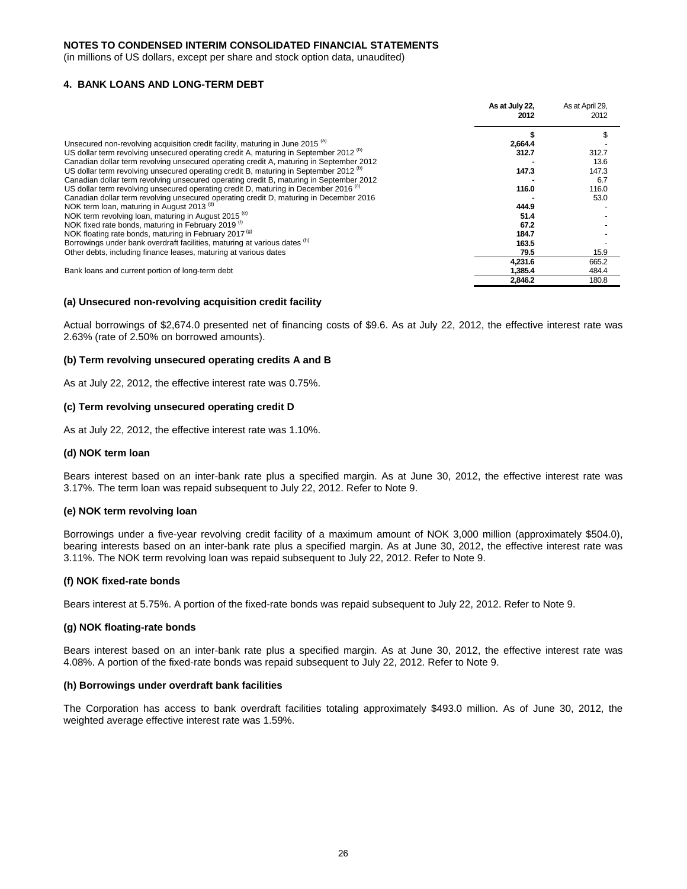**NOTES TO CONDENSED INTERIM CONSOLIDATED FINANCIAL STATEMENTS**

(in millions of US dollars, except per share and stock option data, unaudited)

**4. BANK LOANS AND LONG-TERM DEBT**

| | **As at July 22, 2012** | As at April 29, 2012 |
|---|---|---|
| | **$** | $ |
| Unsecured non-revolving acquisition credit facility, maturing in June 2015 [(a)] | **2,664.4** | - |
| US dollar term revolving unsecured operating credit A, maturing in September 2012 [(b)] | **312.7** | 312.7 |
| Canadian dollar term revolving unsecured operating credit A, maturing in September 2012 | **-** | 13.6 |
| US dollar term revolving unsecured operating credit B, maturing in September 2012 [(b)] | **147.3** | 147.3 |
| Canadian dollar term revolving unsecured operating credit B, maturing in September 2012 | **-** | 6.7 |
| US dollar term revolving unsecured operating credit D, maturing in December 2016 [(c)] | **116.0** | 116.0 |
| Canadian dollar term revolving unsecured operating credit D, maturing in December 2016 | **-** | 53.0 |
| NOK term loan, maturing in August 2013 [(d)] | **444.9** | - |
| NOK term revolving loan, maturing in August 2015 [(e)] | **51.4** | - |
| NOK fixed rate bonds, maturing in February 2019 [(f)] | **67.2** | - |
| NOK floating rate bonds, maturing in February 2017 [(g)] | **184.7** | - |
| Borrowings under bank overdraft facilities, maturing at various dates [(h)] | **163.5** | - |
| Other debts, including finance leases, maturing at various dates | **79.5** | 15.9 |
| | **4,231.6** | 665.2 |
| Bank loans and current portion of long-term debt | **1,385.4** | 484.4 |
| | **2,846.2** | 180.8 |

**(a) Unsecured non-revolving acquisition credit facility**

Actual borrowings of $2,674.0 presented net of financing costs of $9.6. As at July 22, 2012, the effective interest rate was 2.63% (rate of 2.50% on borrowed amounts).

**(b) Term revolving unsecured operating credits A and B**

As at July 22, 2012, the effective interest rate was 0.75%.

**(c) Term revolving unsecured operating credit D**

As at July 22, 2012, the effective interest rate was 1.10%.

**(d) NOK term loan**

Bears interest based on an inter-bank rate plus a specified margin. As at June 30, 2012, the effective interest rate was 3.17%. The term loan was repaid subsequent to July 22, 2012. Refer to Note 9.

**(e) NOK term revolving loan**

Borrowings under a five-year revolving credit facility of a maximum amount of NOK 3,000 million (approximately $504.0), bearing interests based on an inter-bank rate plus a specified margin. As at June 30, 2012, the effective interest rate was 3.11%. The NOK term revolving loan was repaid subsequent to July 22, 2012. Refer to Note 9.

**(f) NOK fixed-rate bonds**

Bears interest at 5.75%. A portion of the fixed-rate bonds was repaid subsequent to July 22, 2012. Refer to Note 9.

**(g) NOK floating-rate bonds**

Bears interest based on an inter-bank rate plus a specified margin. As at June 30, 2012, the effective interest rate was 4.08%. A portion of the fixed-rate bonds was repaid subsequent to July 22, 2012. Refer to Note 9.

**(h) Borrowings under overdraft bank facilities**

The Corporation has access to bank overdraft facilities totaling approximately $493.0 million. As of June 30, 2012, the weighted average effective interest rate was 1.59%.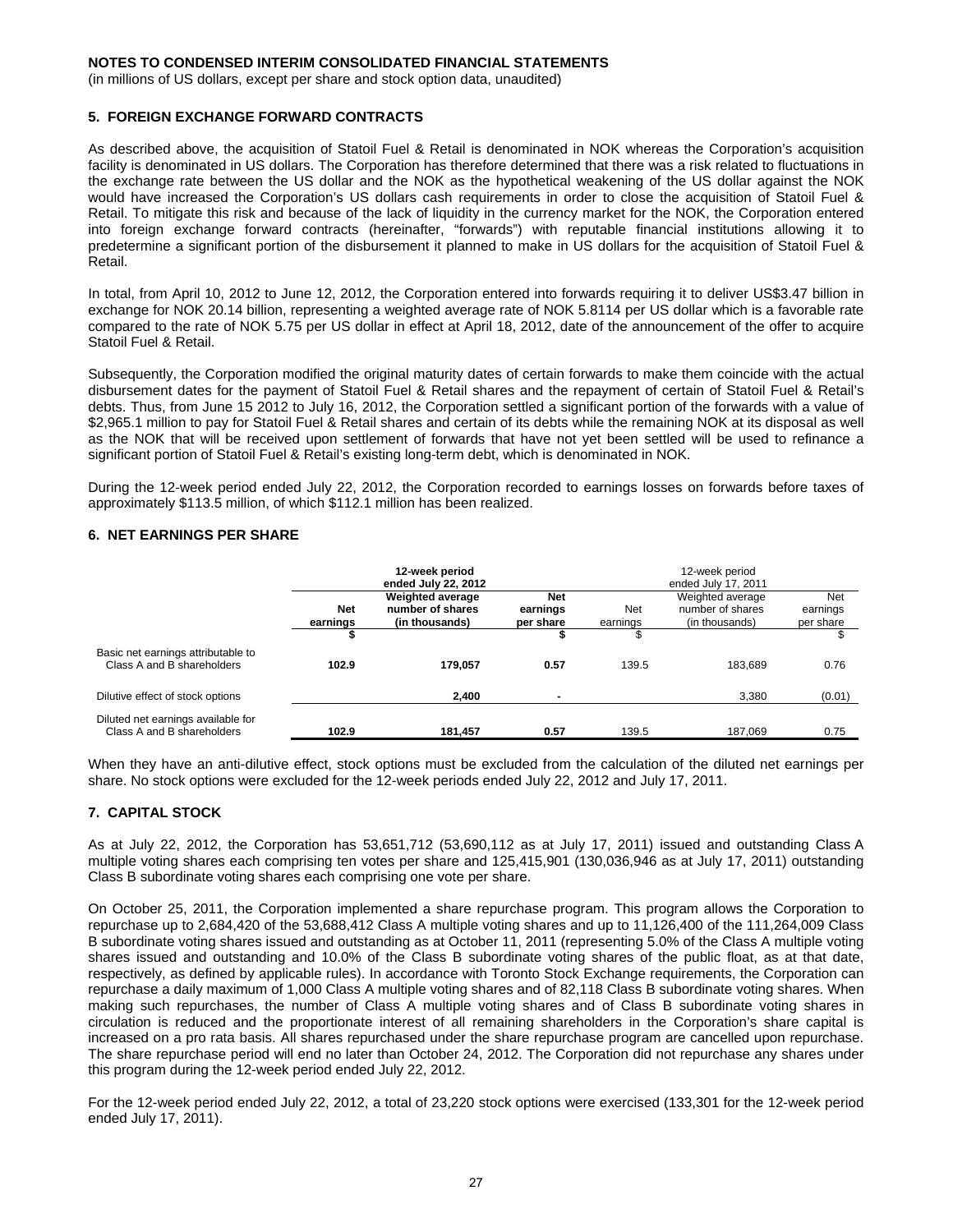## NOTES TO CONDENSED INTERIM CONSOLIDATED FINANCIAL STATEMENTS

(in millions of US dollars, except per share and stock option data, unaudited)

### 5. FOREIGN EXCHANGE FORWARD CONTRACTS

As described above, the acquisition of Statoil Fuel & Retail is denominated in NOK whereas the Corporation's acquisition facility is denominated in US dollars. The Corporation has therefore determined that there was a risk related to fluctuations in the exchange rate between the US dollar and the NOK as the hypothetical weakening of the US dollar against the NOK would have increased the Corporation's US dollars cash requirements in order to close the acquisition of Statoil Fuel & Retail. To mitigate this risk and because of the lack of liquidity in the currency market for the NOK, the Corporation entered into foreign exchange forward contracts (hereinafter, "forwards") with reputable financial institutions allowing it to predetermine a significant portion of the disbursement it planned to make in US dollars for the acquisition of Statoil Fuel & Retail.

In total, from April 10, 2012 to June 12, 2012, the Corporation entered into forwards requiring it to deliver US$3.47 billion in exchange for NOK 20.14 billion, representing a weighted average rate of NOK 5.8114 per US dollar which is a favorable rate compared to the rate of NOK 5.75 per US dollar in effect at April 18, 2012, date of the announcement of the offer to acquire Statoil Fuel & Retail.

Subsequently, the Corporation modified the original maturity dates of certain forwards to make them coincide with the actual disbursement dates for the payment of Statoil Fuel & Retail shares and the repayment of certain of Statoil Fuel & Retail's debts. Thus, from June 15 2012 to July 16, 2012, the Corporation settled a significant portion of the forwards with a value of $2,965.1 million to pay for Statoil Fuel & Retail shares and certain of its debts while the remaining NOK at its disposal as well as the NOK that will be received upon settlement of forwards that have not yet been settled will be used to refinance a significant portion of Statoil Fuel & Retail's existing long-term debt, which is denominated in NOK.

During the 12-week period ended July 22, 2012, the Corporation recorded to earnings losses on forwards before taxes of approximately $113.5 million, of which $112.1 million has been realized.

### 6. NET EARNINGS PER SHARE

| | **12-week period ended July 22, 2012** | | | 12-week period ended July 17, 2011 | | |
|---|---|---|---|---|---|---|
| | **Net earnings** | **Weighted average number of shares (in thousands)** | **Net earnings per share** | Net earnings | Weighted average number of shares (in thousands) | Net earnings per share |
| | **$** | | **$** | $ | | $ |
| Basic net earnings attributable to Class A and B shareholders | **102.9** | **179,057** | **0.57** | 139.5 | 183,689 | 0.76 |
| Dilutive effect of stock options | | **2,400** | **-** | | 3,380 | (0.01) |
| Diluted net earnings available for Class A and B shareholders | **102.9** | **181,457** | **0.57** | 139.5 | 187,069 | 0.75 |

When they have an anti-dilutive effect, stock options must be excluded from the calculation of the diluted net earnings per share. No stock options were excluded for the 12-week periods ended July 22, 2012 and July 17, 2011.

### 7. CAPITAL STOCK

As at July 22, 2012, the Corporation has 53,651,712 (53,690,112 as at July 17, 2011) issued and outstanding Class A multiple voting shares each comprising ten votes per share and 125,415,901 (130,036,946 as at July 17, 2011) outstanding Class B subordinate voting shares each comprising one vote per share.

On October 25, 2011, the Corporation implemented a share repurchase program. This program allows the Corporation to repurchase up to 2,684,420 of the 53,688,412 Class A multiple voting shares and up to 11,126,400 of the 111,264,009 Class B subordinate voting shares issued and outstanding as at October 11, 2011 (representing 5.0% of the Class A multiple voting shares issued and outstanding and 10.0% of the Class B subordinate voting shares of the public float, as at that date, respectively, as defined by applicable rules). In accordance with Toronto Stock Exchange requirements, the Corporation can repurchase a daily maximum of 1,000 Class A multiple voting shares and of 82,118 Class B subordinate voting shares. When making such repurchases, the number of Class A multiple voting shares and of Class B subordinate voting shares in circulation is reduced and the proportionate interest of all remaining shareholders in the Corporation's share capital is increased on a pro rata basis. All shares repurchased under the share repurchase program are cancelled upon repurchase. The share repurchase period will end no later than October 24, 2012. The Corporation did not repurchase any shares under this program during the 12-week period ended July 22, 2012.

For the 12-week period ended July 22, 2012, a total of 23,220 stock options were exercised (133,301 for the 12-week period ended July 17, 2011).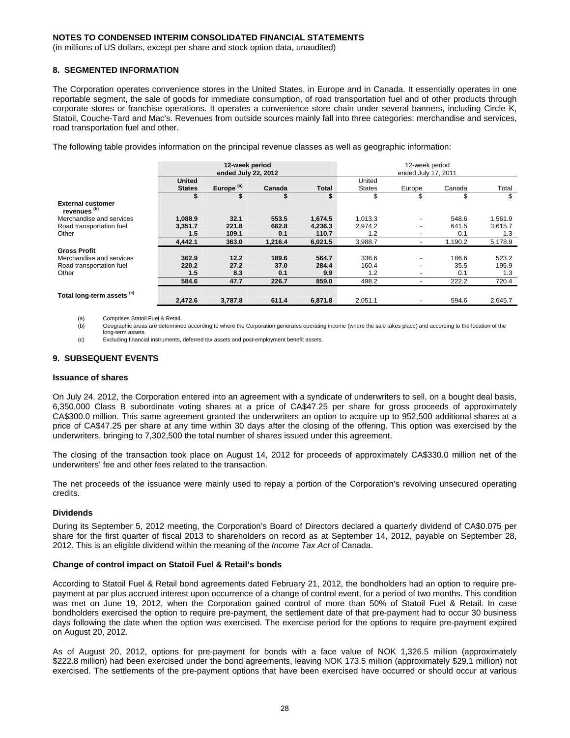**NOTES TO CONDENSED INTERIM CONSOLIDATED FINANCIAL STATEMENTS**

(in millions of US dollars, except per share and stock option data, unaudited)

## 8. SEGMENTED INFORMATION

The Corporation operates convenience stores in the United States, in Europe and in Canada. It essentially operates in one reportable segment, the sale of goods for immediate consumption, of road transportation fuel and of other products through corporate stores or franchise operations. It operates a convenience store chain under several banners, including Circle K, Statoil, Couche-Tard and Mac's. Revenues from outside sources mainly fall into three categories: merchandise and services, road transportation fuel and other.

The following table provides information on the principal revenue classes as well as geographic information:

| | **12-week period ended July 22, 2012** | | | | 12-week period ended July 17, 2011 | | | |
|---|---|---|---|---|---|---|---|---|
| | **United States** | **Europe [(a)]** | **Canada** | **Total** | United States | Europe | Canada | Total |
| | **$** | **$** | **$** | **$** | $ | $ | $ | $ |
| **External customer revenues [(b)]** | | | | | | | | |
| Merchandise and services | **1,088.9** | **32.1** | **553.5** | **1,674.5** | 1,013.3 | - | 548.6 | 1,561.9 |
| Road transportation fuel | **3,351.7** | **221.8** | **662.8** | **4,236.3** | 2,974.2 | - | 641.5 | 3,615.7 |
| Other | **1.5** | **109.1** | **0.1** | **110.7** | 1.2 | - | 0.1 | 1.3 |
| | **4,442.1** | **363.0** | **1,216.4** | **6,021.5** | 3,988.7 | - | 1,190.2 | 5,178.9 |
| **Gross Profit** | | | | | | | | |
| Merchandise and services | **362.9** | **12.2** | **189.6** | **564.7** | 336.6 | - | 186.6 | 523.2 |
| Road transportation fuel | **220.2** | **27.2** | **37.0** | **284.4** | 160.4 | - | 35.5 | 195.9 |
| Other | **1.5** | **8.3** | **0.1** | **9.9** | 1.2 | - | 0.1 | 1.3 |
| | **584.6** | **47.7** | **226.7** | **859.0** | 498.2 | - | 222.2 | 720.4 |
| **Total long-term assets [(c)]** | **2,472.6** | **3,787.8** | **611.4** | **6,871.8** | 2,051.1 | - | 594.6 | 2,645.7 |

(a) Comprises Statoil Fuel & Retail.

(b) Geographic areas are determined according to where the Corporation generates operating income (where the sale takes place) and according to the location of the long-term assets.

(c) Excluding financial instruments, deferred tax assets and post-employment benefit assets.

## 9. SUBSEQUENT EVENTS

### Issuance of shares

On July 24, 2012, the Corporation entered into an agreement with a syndicate of underwriters to sell, on a bought deal basis, 6,350,000 Class B subordinate voting shares at a price of CA$47.25 per share for gross proceeds of approximately CA$300.0 million. This same agreement granted the underwriters an option to acquire up to 952,500 additional shares at a price of CA$47.25 per share at any time within 30 days after the closing of the offering. This option was exercised by the underwriters, bringing to 7,302,500 the total number of shares issued under this agreement.

The closing of the transaction took place on August 14, 2012 for proceeds of approximately CA$330.0 million net of the underwriters' fee and other fees related to the transaction.

The net proceeds of the issuance were mainly used to repay a portion of the Corporation's revolving unsecured operating credits.

### Dividends

During its September 5, 2012 meeting, the Corporation's Board of Directors declared a quarterly dividend of CA$0.075 per share for the first quarter of fiscal 2013 to shareholders on record as at September 14, 2012, payable on September 28, 2012. This is an eligible dividend within the meaning of the *Income Tax Act* of Canada.

### Change of control impact on Statoil Fuel & Retail's bonds

According to Statoil Fuel & Retail bond agreements dated February 21, 2012, the bondholders had an option to require pre-payment at par plus accrued interest upon occurrence of a change of control event, for a period of two months. This condition was met on June 19, 2012, when the Corporation gained control of more than 50% of Statoil Fuel & Retail. In case bondholders exercised the option to require pre-payment, the settlement date of that pre-payment had to occur 30 business days following the date when the option was exercised. The exercise period for the options to require pre-payment expired on August 20, 2012.

As of August 20, 2012, options for pre-payment for bonds with a face value of NOK 1,326.5 million (approximately $222.8 million) had been exercised under the bond agreements, leaving NOK 173.5 million (approximately $29.1 million) not exercised. The settlements of the pre-payment options that have been exercised have occurred or should occur at various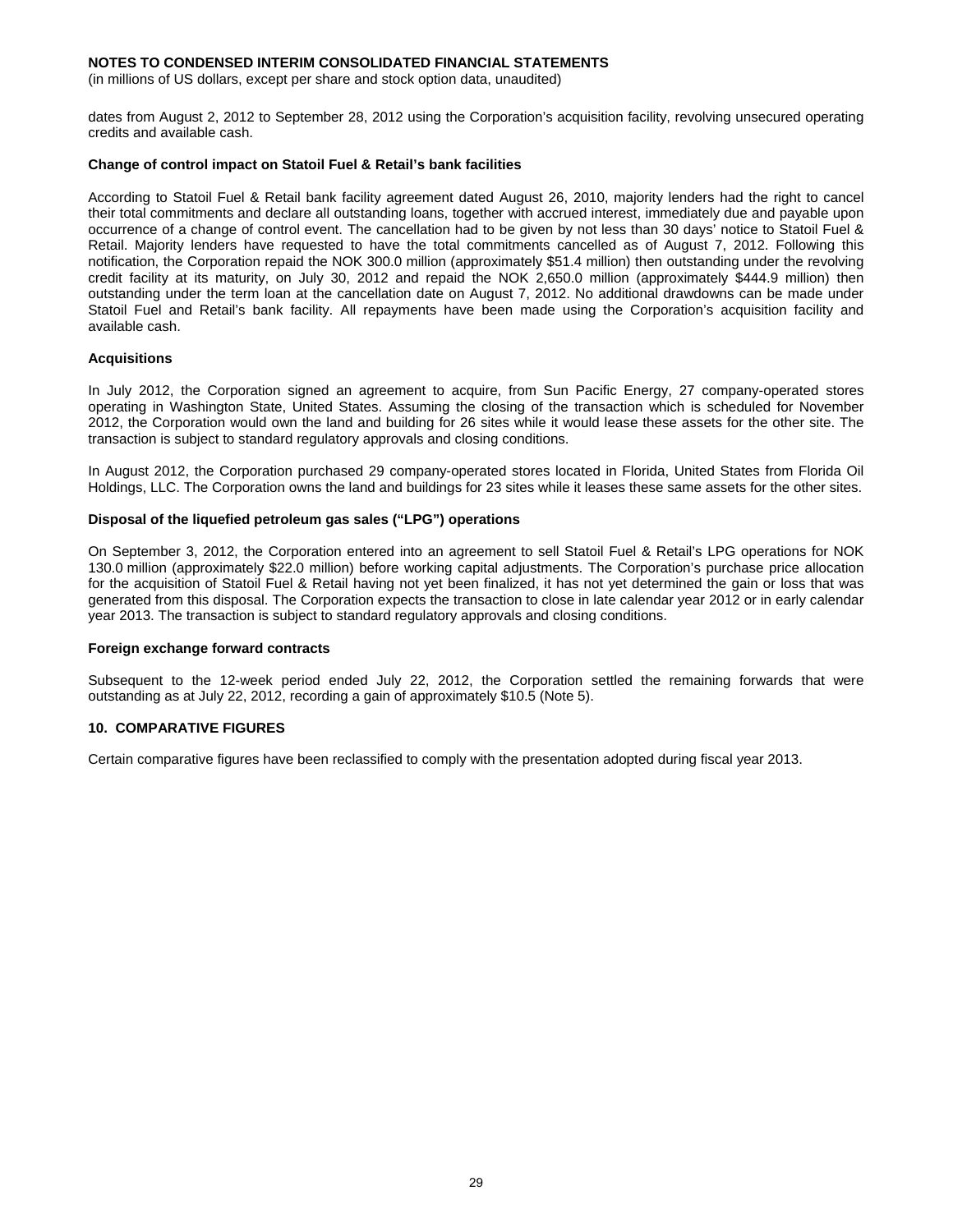dates from August 2, 2012 to September 28, 2012 using the Corporation's acquisition facility, revolving unsecured operating credits and available cash.

**Change of control impact on Statoil Fuel & Retail's bank facilities**

According to Statoil Fuel & Retail bank facility agreement dated August 26, 2010, majority lenders had the right to cancel their total commitments and declare all outstanding loans, together with accrued interest, immediately due and payable upon occurrence of a change of control event. The cancellation had to be given by not less than 30 days' notice to Statoil Fuel & Retail. Majority lenders have requested to have the total commitments cancelled as of August 7, 2012. Following this notification, the Corporation repaid the NOK 300.0 million (approximately $51.4 million) then outstanding under the revolving credit facility at its maturity, on July 30, 2012 and repaid the NOK 2,650.0 million (approximately $444.9 million) then outstanding under the term loan at the cancellation date on August 7, 2012. No additional drawdowns can be made under Statoil Fuel and Retail's bank facility. All repayments have been made using the Corporation's acquisition facility and available cash.

**Acquisitions**

In July 2012, the Corporation signed an agreement to acquire, from Sun Pacific Energy, 27 company-operated stores operating in Washington State, United States. Assuming the closing of the transaction which is scheduled for November 2012, the Corporation would own the land and building for 26 sites while it would lease these assets for the other site. The transaction is subject to standard regulatory approvals and closing conditions.

In August 2012, the Corporation purchased 29 company-operated stores located in Florida, United States from Florida Oil Holdings, LLC. The Corporation owns the land and buildings for 23 sites while it leases these same assets for the other sites.

**Disposal of the liquefied petroleum gas sales ("LPG") operations**

On September 3, 2012, the Corporation entered into an agreement to sell Statoil Fuel & Retail's LPG operations for NOK 130.0 million (approximately $22.0 million) before working capital adjustments. The Corporation's purchase price allocation for the acquisition of Statoil Fuel & Retail having not yet been finalized, it has not yet determined the gain or loss that was generated from this disposal. The Corporation expects the transaction to close in late calendar year 2012 or in early calendar year 2013. The transaction is subject to standard regulatory approvals and closing conditions.

**Foreign exchange forward contracts**

Subsequent to the 12-week period ended July 22, 2012, the Corporation settled the remaining forwards that were outstanding as at July 22, 2012, recording a gain of approximately $10.5 (Note 5).

## 10. COMPARATIVE FIGURES

Certain comparative figures have been reclassified to comply with the presentation adopted during fiscal year 2013.